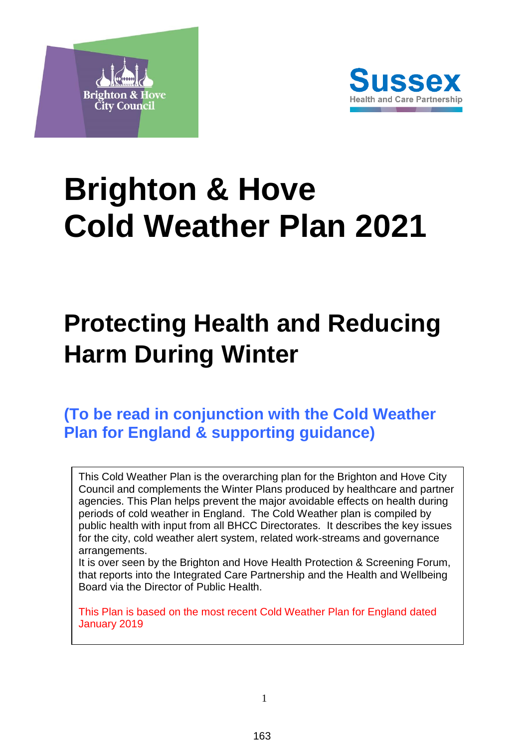# Brighton & Hove Cold Weather Plan 2021

## Protecting Health and Reducing Harm During Winter

### (To be read in conjunction with the Cold Weather Plan for England & supporting guidance)

This Cold Weather Plan is the overarching plan for the Brighton and Hove City Council and complements the Winter Plans produced by healthcare and partner agencies. This Plan helps prevent the major avoidable effects on health during periods of cold weather in England. The Cold Weather plan is compiled by public health with input from all BHCC Directorates. It describes the key issues for the city, cold weather alert system, related work-streams and governance arrangements.
It is over seen by the Brighton and Hove Health Protection & Screening Forum, that reports into the Integrated Care Partnership and the Health and Wellbeing Board via the Director of Public Health.

This Plan is based on the most recent Cold Weather Plan for England dated January 2019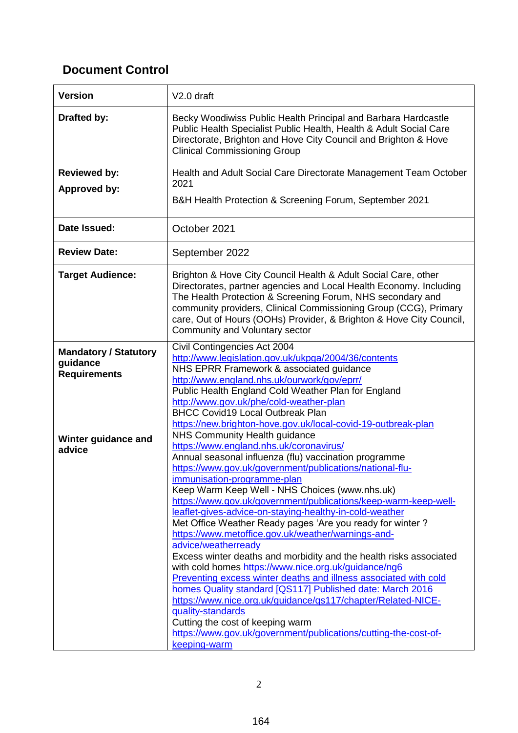## Document Control

| | |
|---|---|
| **Version** | V2.0 draft |
| **Drafted by:** | Becky Woodiwiss Public Health Principal and Barbara Hardcastle Public Health Specialist Public Health, Health & Adult Social Care Directorate, Brighton and Hove City Council and Brighton & Hove Clinical Commissioning Group |
| **Reviewed by:**<br>**Approved by:** | Health and Adult Social Care Directorate Management Team October 2021<br>B&H Health Protection & Screening Forum, September 2021 |
| **Date Issued:** | October 2021 |
| **Review Date:** | September 2022 |
| **Target Audience:** | Brighton & Hove City Council Health & Adult Social Care, other Directorates, partner agencies and Local Health Economy. Including The Health Protection & Screening Forum, NHS secondary and community providers, Clinical Commissioning Group (CCG), Primary care, Out of Hours (OOHs) Provider, & Brighton & Hove City Council, Community and Voluntary sector |
| **Mandatory / Statutory guidance Requirements**<br><br>**Winter guidance and advice** | Civil Contingencies Act 2004<br>http://www.legislation.gov.uk/ukpga/2004/36/contents<br>NHS EPRR Framework & associated guidance<br>http://www.england.nhs.uk/ourwork/gov/eprr/<br>Public Health England Cold Weather Plan for England<br>http://www.gov.uk/phe/cold-weather-plan<br>BHCC Covid19 Local Outbreak Plan<br>https://new.brighton-hove.gov.uk/local-covid-19-outbreak-plan<br>NHS Community Health guidance<br>https://www.england.nhs.uk/coronavirus/<br>Annual seasonal influenza (flu) vaccination programme<br>https://www.gov.uk/government/publications/national-flu-immunisation-programme-plan<br>Keep Warm Keep Well - NHS Choices (www.nhs.uk)<br>https://www.gov.uk/government/publications/keep-warm-keep-well-leaflet-gives-advice-on-staying-healthy-in-cold-weather<br>Met Office Weather Ready pages 'Are you ready for winter ?<br>https://www.metoffice.gov.uk/weather/warnings-and-advice/weatherready<br>Excess winter deaths and morbidity and the health risks associated with cold homes https://www.nice.org.uk/guidance/ng6<br>Preventing excess winter deaths and illness associated with cold homes Quality standard [QS117] Published date: March 2016<br>https://www.nice.org.uk/guidance/qs117/chapter/Related-NICE-quality-standards<br>Cutting the cost of keeping warm<br>https://www.gov.uk/government/publications/cutting-the-cost-of-keeping-warm |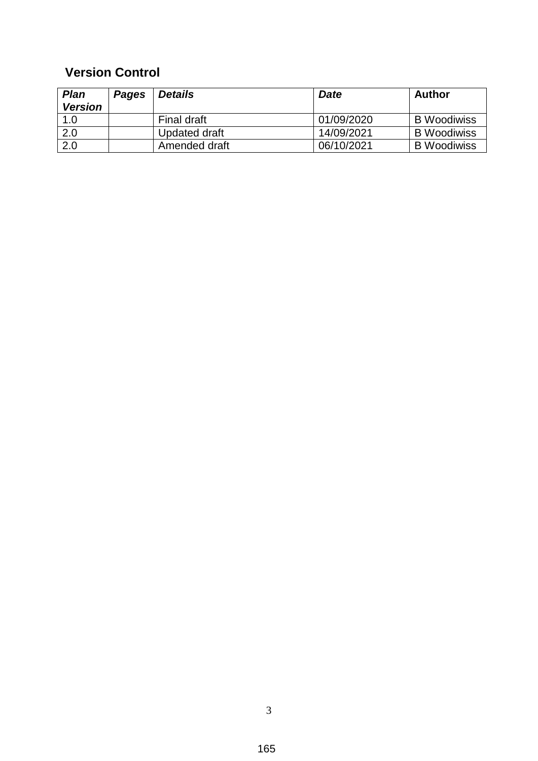## Version Control

| ***Plan Version*** | ***Pages*** | ***Details*** | ***Date*** | **Author** |
|---|---|---|---|---|
| 1.0 | | Final draft | 01/09/2020 | B Woodiwiss |
| 2.0 | | Updated draft | 14/09/2021 | B Woodiwiss |
| 2.0 | | Amended draft | 06/10/2021 | B Woodiwiss |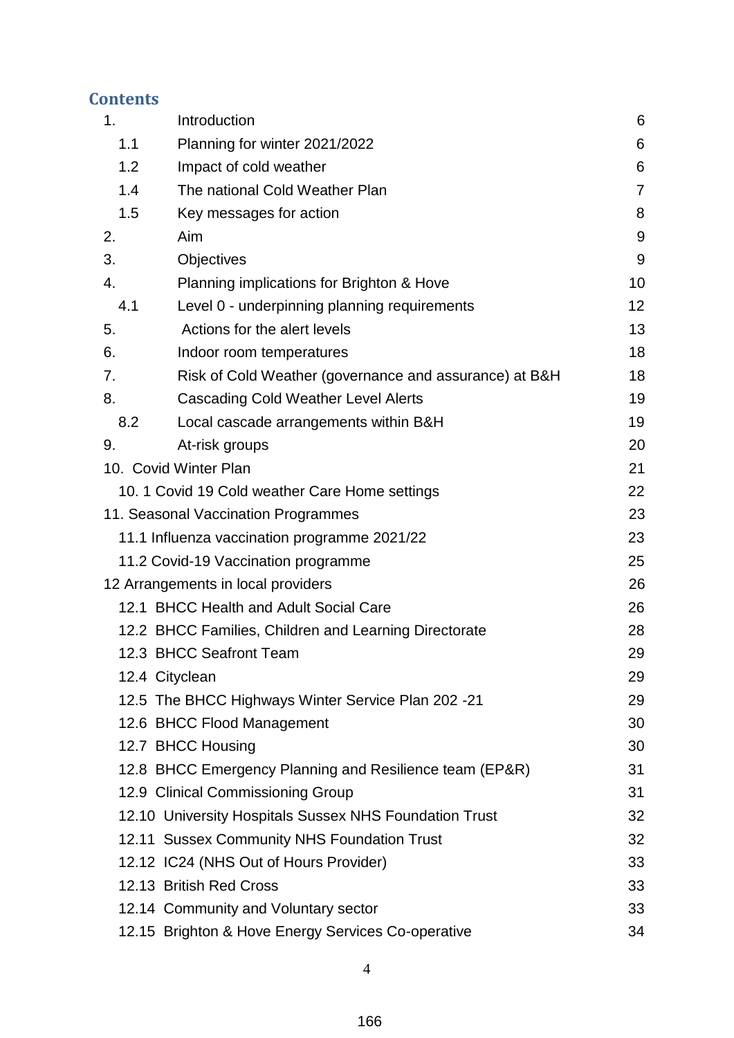## Contents

| | | |
|---|---|---|
| 1. | Introduction | 6 |
| 1.1 | Planning for winter 2021/2022 | 6 |
| 1.2 | Impact of cold weather | 6 |
| 1.4 | The national Cold Weather Plan | 7 |
| 1.5 | Key messages for action | 8 |
| 2. | Aim | 9 |
| 3. | Objectives | 9 |
| 4. | Planning implications for Brighton & Hove | 10 |
| 4.1 | Level 0 - underpinning planning requirements | 12 |
| 5. | Actions for the alert levels | 13 |
| 6. | Indoor room temperatures | 18 |
| 7. | Risk of Cold Weather (governance and assurance) at B&H | 18 |
| 8. | Cascading Cold Weather Level Alerts | 19 |
| 8.2 | Local cascade arrangements within B&H | 19 |
| 9. | At-risk groups | 20 |
| 10. | Covid Winter Plan | 21 |
| 10. 1 | Covid 19 Cold weather Care Home settings | 22 |
| 11. | Seasonal Vaccination Programmes | 23 |
| 11.1 | Influenza vaccination programme 2021/22 | 23 |
| 11.2 | Covid-19 Vaccination programme | 25 |
| 12 | Arrangements in local providers | 26 |
| 12.1 | BHCC Health and Adult Social Care | 26 |
| 12.2 | BHCC Families, Children and Learning Directorate | 28 |
| 12.3 | BHCC Seafront Team | 29 |
| 12.4 | Cityclean | 29 |
| 12.5 | The BHCC Highways Winter Service Plan 202 -21 | 29 |
| 12.6 | BHCC Flood Management | 30 |
| 12.7 | BHCC Housing | 30 |
| 12.8 | BHCC Emergency Planning and Resilience team (EP&R) | 31 |
| 12.9 | Clinical Commissioning Group | 31 |
| 12.10 | University Hospitals Sussex NHS Foundation Trust | 32 |
| 12.11 | Sussex Community NHS Foundation Trust | 32 |
| 12.12 | IC24 (NHS Out of Hours Provider) | 33 |
| 12.13 | British Red Cross | 33 |
| 12.14 | Community and Voluntary sector | 33 |
| 12.15 | Brighton & Hove Energy Services Co-operative | 34 |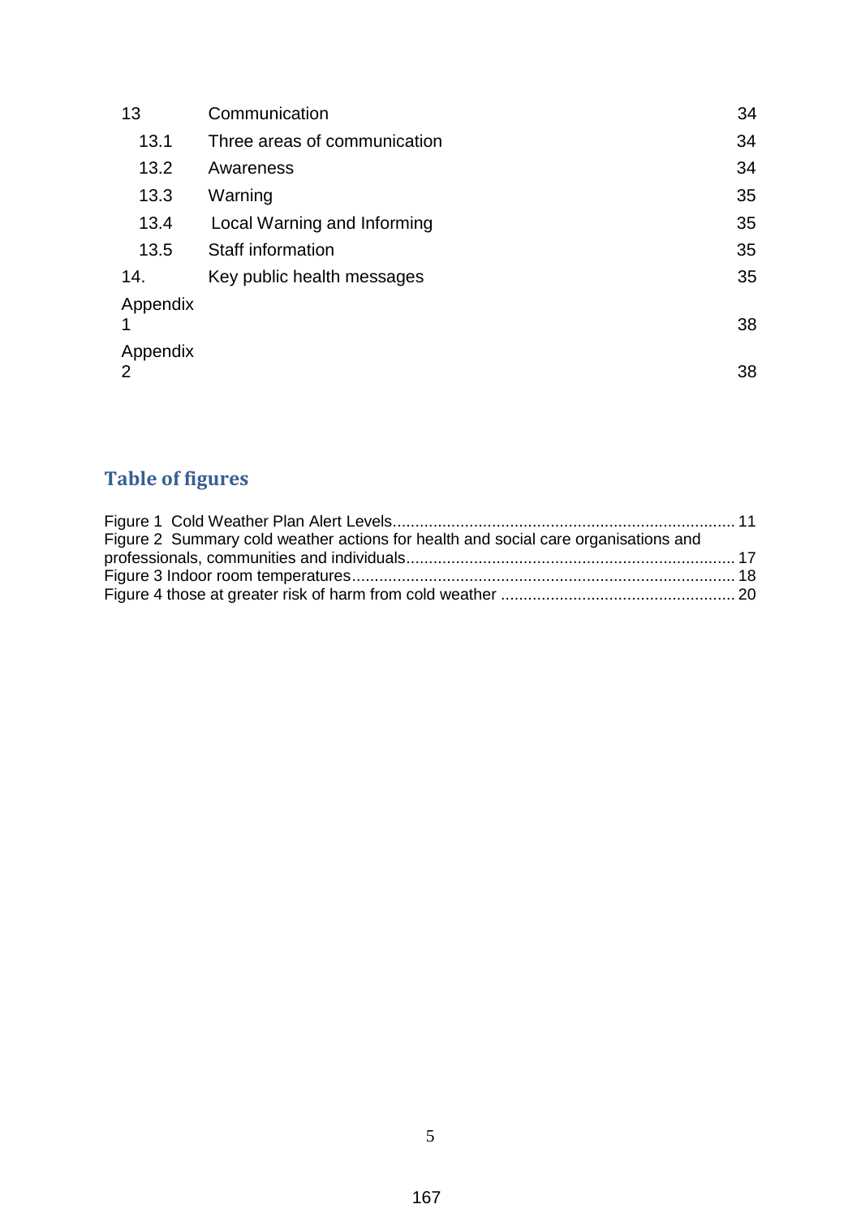| | | |
|---|---|---|
| 13 | Communication | 34 |
| 13.1 | Three areas of communication | 34 |
| 13.2 | Awareness | 34 |
| 13.3 | Warning | 35 |
| 13.4 | Local Warning and Informing | 35 |
| 13.5 | Staff information | 35 |
| 14. | Key public health messages | 35 |
| Appendix 1 | | 38 |
| Appendix 2 | | 38 |

## Table of figures

Figure 1 Cold Weather Plan Alert Levels ........ 11
Figure 2 Summary cold weather actions for health and social care organisations and professionals, communities and individuals ........ 17
Figure 3 Indoor room temperatures ........ 18
Figure 4 those at greater risk of harm from cold weather ........ 20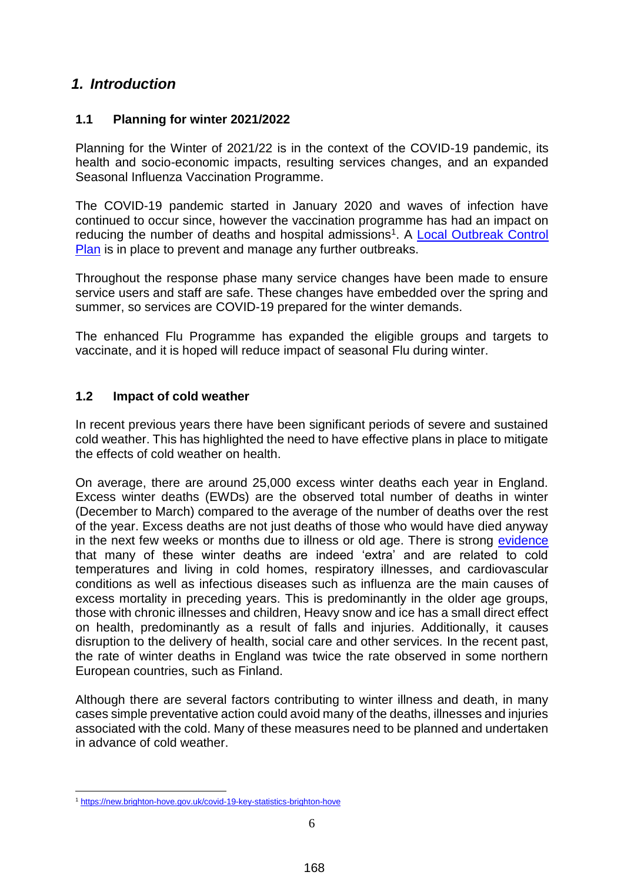## *1. Introduction*

### 1.1 Planning for winter 2021/2022

Planning for the Winter of 2021/22 is in the context of the COVID-19 pandemic, its health and socio-economic impacts, resulting services changes, and an expanded Seasonal Influenza Vaccination Programme.

The COVID-19 pandemic started in January 2020 and waves of infection have continued to occur since, however the vaccination programme has had an impact on reducing the number of deaths and hospital admissions[1]. A [Local Outbreak Control Plan](#) is in place to prevent and manage any further outbreaks.

Throughout the response phase many service changes have been made to ensure service users and staff are safe. These changes have embedded over the spring and summer, so services are COVID-19 prepared for the winter demands.

The enhanced Flu Programme has expanded the eligible groups and targets to vaccinate, and it is hoped will reduce impact of seasonal Flu during winter.

### 1.2 Impact of cold weather

In recent previous years there have been significant periods of severe and sustained cold weather. This has highlighted the need to have effective plans in place to mitigate the effects of cold weather on health.

On average, there are around 25,000 excess winter deaths each year in England. Excess winter deaths (EWDs) are the observed total number of deaths in winter (December to March) compared to the average of the number of deaths over the rest of the year. Excess deaths are not just deaths of those who would have died anyway in the next few weeks or months due to illness or old age. There is strong [evidence](#) that many of these winter deaths are indeed 'extra' and are related to cold temperatures and living in cold homes, respiratory illnesses, and cardiovascular conditions as well as infectious diseases such as influenza are the main causes of excess mortality in preceding years. This is predominantly in the older age groups, those with chronic illnesses and children, Heavy snow and ice has a small direct effect on health, predominantly as a result of falls and injuries. Additionally, it causes disruption to the delivery of health, social care and other services. In the recent past, the rate of winter deaths in England was twice the rate observed in some northern European countries, such as Finland.

Although there are several factors contributing to winter illness and death, in many cases simple preventative action could avoid many of the deaths, illnesses and injuries associated with the cold. Many of these measures need to be planned and undertaken in advance of cold weather.

---

[1] https://new.brighton-hove.gov.uk/covid-19-key-statistics-brighton-hove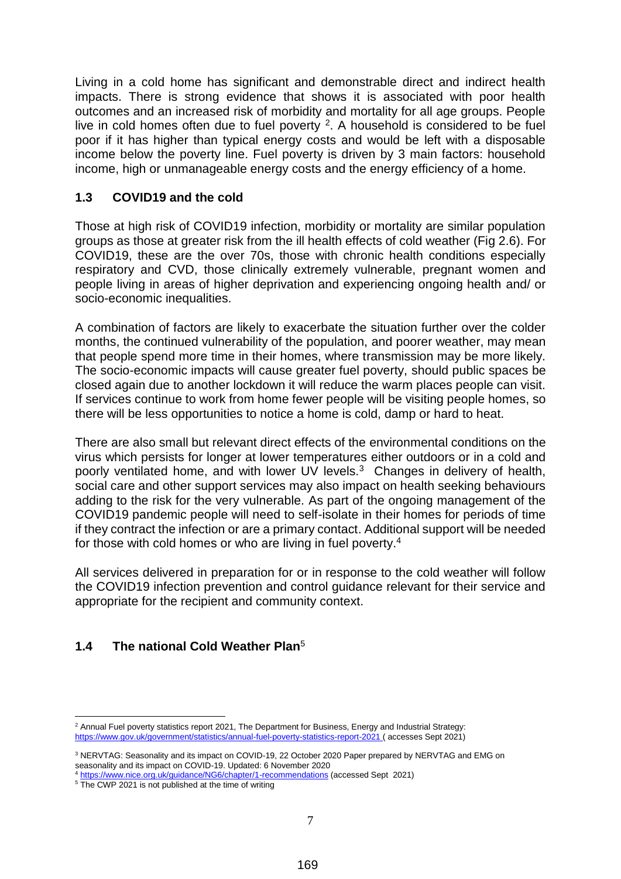Living in a cold home has significant and demonstrable direct and indirect health impacts. There is strong evidence that shows it is associated with poor health outcomes and an increased risk of morbidity and mortality for all age groups. People live in cold homes often due to fuel poverty [2]. A household is considered to be fuel poor if it has higher than typical energy costs and would be left with a disposable income below the poverty line. Fuel poverty is driven by 3 main factors: household income, high or unmanageable energy costs and the energy efficiency of a home.

### 1.3 COVID19 and the cold

Those at high risk of COVID19 infection, morbidity or mortality are similar population groups as those at greater risk from the ill health effects of cold weather (Fig 2.6). For COVID19, these are the over 70s, those with chronic health conditions especially respiratory and CVD, those clinically extremely vulnerable, pregnant women and people living in areas of higher deprivation and experiencing ongoing health and/ or socio-economic inequalities.

A combination of factors are likely to exacerbate the situation further over the colder months, the continued vulnerability of the population, and poorer weather, may mean that people spend more time in their homes, where transmission may be more likely. The socio-economic impacts will cause greater fuel poverty, should public spaces be closed again due to another lockdown it will reduce the warm places people can visit. If services continue to work from home fewer people will be visiting people homes, so there will be less opportunities to notice a home is cold, damp or hard to heat.

There are also small but relevant direct effects of the environmental conditions on the virus which persists for longer at lower temperatures either outdoors or in a cold and poorly ventilated home, and with lower UV levels.[3] Changes in delivery of health, social care and other support services may also impact on health seeking behaviours adding to the risk for the very vulnerable. As part of the ongoing management of the COVID19 pandemic people will need to self-isolate in their homes for periods of time if they contract the infection or are a primary contact. Additional support will be needed for those with cold homes or who are living in fuel poverty.[4]

All services delivered in preparation for or in response to the cold weather will follow the COVID19 infection prevention and control guidance relevant for their service and appropriate for the recipient and community context.

### 1.4 The national Cold Weather Plan[5]

---

[2] Annual Fuel poverty statistics report 2021, The Department for Business, Energy and Industrial Strategy: https://www.gov.uk/government/statistics/annual-fuel-poverty-statistics-report-2021 ( accesses Sept 2021)

[3] NERVTAG: Seasonality and its impact on COVID-19, 22 October 2020 Paper prepared by NERVTAG and EMG on seasonality and its impact on COVID-19. Updated: 6 November 2020

[4] https://www.nice.org.uk/guidance/NG6/chapter/1-recommendations (accessed Sept 2021)

[5] The CWP 2021 is not published at the time of writing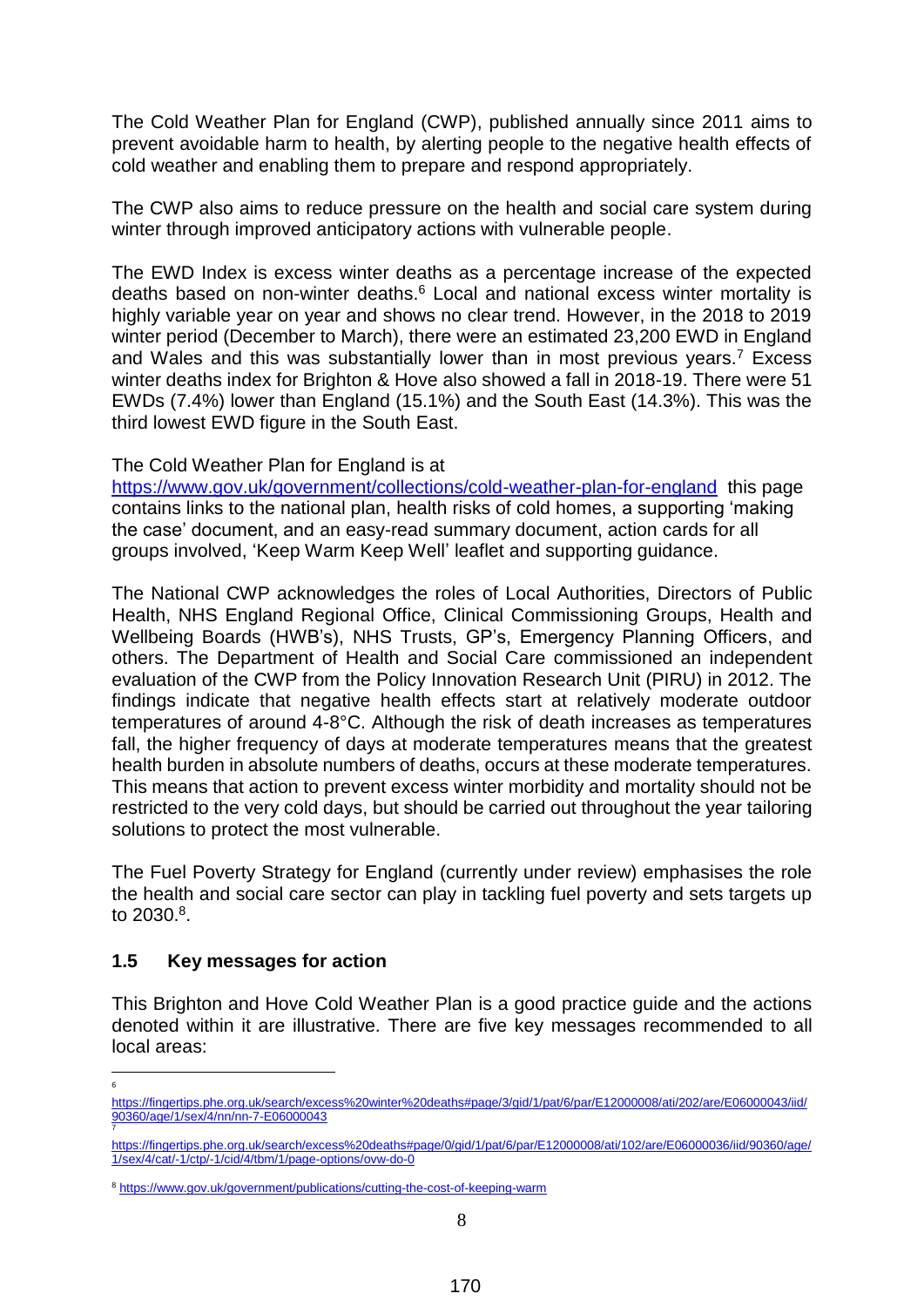The Cold Weather Plan for England (CWP), published annually since 2011 aims to prevent avoidable harm to health, by alerting people to the negative health effects of cold weather and enabling them to prepare and respond appropriately.

The CWP also aims to reduce pressure on the health and social care system during winter through improved anticipatory actions with vulnerable people.

The EWD Index is excess winter deaths as a percentage increase of the expected deaths based on non-winter deaths.[6] Local and national excess winter mortality is highly variable year on year and shows no clear trend. However, in the 2018 to 2019 winter period (December to March), there were an estimated 23,200 EWD in England and Wales and this was substantially lower than in most previous years.[7] Excess winter deaths index for Brighton & Hove also showed a fall in 2018-19. There were 51 EWDs (7.4%) lower than England (15.1%) and the South East (14.3%). This was the third lowest EWD figure in the South East.

The Cold Weather Plan for England is at https://www.gov.uk/government/collections/cold-weather-plan-for-england this page contains links to the national plan, health risks of cold homes, a supporting 'making the case' document, and an easy-read summary document, action cards for all groups involved, 'Keep Warm Keep Well' leaflet and supporting guidance.

The National CWP acknowledges the roles of Local Authorities, Directors of Public Health, NHS England Regional Office, Clinical Commissioning Groups, Health and Wellbeing Boards (HWB's), NHS Trusts, GP's, Emergency Planning Officers, and others. The Department of Health and Social Care commissioned an independent evaluation of the CWP from the Policy Innovation Research Unit (PIRU) in 2012. The findings indicate that negative health effects start at relatively moderate outdoor temperatures of around 4-8°C. Although the risk of death increases as temperatures fall, the higher frequency of days at moderate temperatures means that the greatest health burden in absolute numbers of deaths, occurs at these moderate temperatures. This means that action to prevent excess winter morbidity and mortality should not be restricted to the very cold days, but should be carried out throughout the year tailoring solutions to protect the most vulnerable.

The Fuel Poverty Strategy for England (currently under review) emphasises the role the health and social care sector can play in tackling fuel poverty and sets targets up to 2030.[8].

### 1.5 Key messages for action

This Brighton and Hove Cold Weather Plan is a good practice guide and the actions denoted within it are illustrative. There are five key messages recommended to all local areas:

---

[6] https://fingertips.phe.org.uk/search/excess%20winter%20deaths#page/3/gid/1/pat/6/par/E12000008/ati/202/are/E06000043/iid/90360/age/1/sex/4/nn/nn-7-E06000043

[7] https://fingertips.phe.org.uk/search/excess%20deaths#page/0/gid/1/pat/6/par/E12000008/ati/102/are/E06000036/iid/90360/age/1/sex/4/cat/-1/ctp/-1/cid/4/tbm/1/page-options/ovw-do-0

[8] https://www.gov.uk/government/publications/cutting-the-cost-of-keeping-warm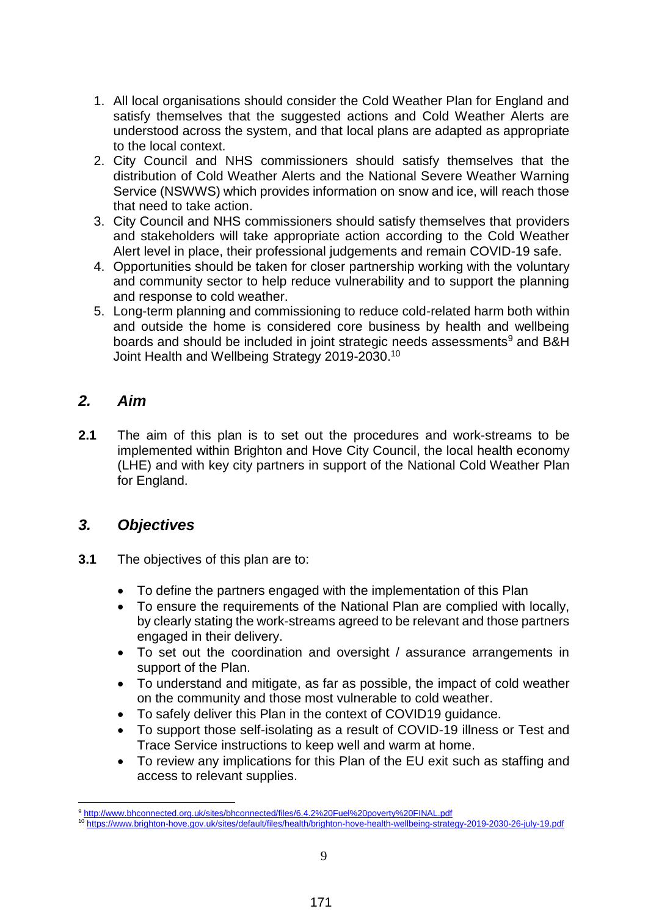1. All local organisations should consider the Cold Weather Plan for England and satisfy themselves that the suggested actions and Cold Weather Alerts are understood across the system, and that local plans are adapted as appropriate to the local context.
2. City Council and NHS commissioners should satisfy themselves that the distribution of Cold Weather Alerts and the National Severe Weather Warning Service (NSWWS) which provides information on snow and ice, will reach those that need to take action.
3. City Council and NHS commissioners should satisfy themselves that providers and stakeholders will take appropriate action according to the Cold Weather Alert level in place, their professional judgements and remain COVID-19 safe.
4. Opportunities should be taken for closer partnership working with the voluntary and community sector to help reduce vulnerability and to support the planning and response to cold weather.
5. Long-term planning and commissioning to reduce cold-related harm both within and outside the home is considered core business by health and wellbeing boards and should be included in joint strategic needs assessments[9] and B&H Joint Health and Wellbeing Strategy 2019-2030.[10]

## *2. Aim*

**2.1** The aim of this plan is to set out the procedures and work-streams to be implemented within Brighton and Hove City Council, the local health economy (LHE) and with key city partners in support of the National Cold Weather Plan for England.

## *3. Objectives*

**3.1** The objectives of this plan are to:

- To define the partners engaged with the implementation of this Plan
- To ensure the requirements of the National Plan are complied with locally, by clearly stating the work-streams agreed to be relevant and those partners engaged in their delivery.
- To set out the coordination and oversight / assurance arrangements in support of the Plan.
- To understand and mitigate, as far as possible, the impact of cold weather on the community and those most vulnerable to cold weather.
- To safely deliver this Plan in the context of COVID19 guidance.
- To support those self-isolating as a result of COVID-19 illness or Test and Trace Service instructions to keep well and warm at home.
- To review any implications for this Plan of the EU exit such as staffing and access to relevant supplies.

[9] http://www.bhconnected.org.uk/sites/bhconnected/files/6.4.2%20Fuel%20poverty%20FINAL.pdf

[10] https://www.brighton-hove.gov.uk/sites/default/files/health/brighton-hove-health-wellbeing-strategy-2019-2030-26-july-19.pdf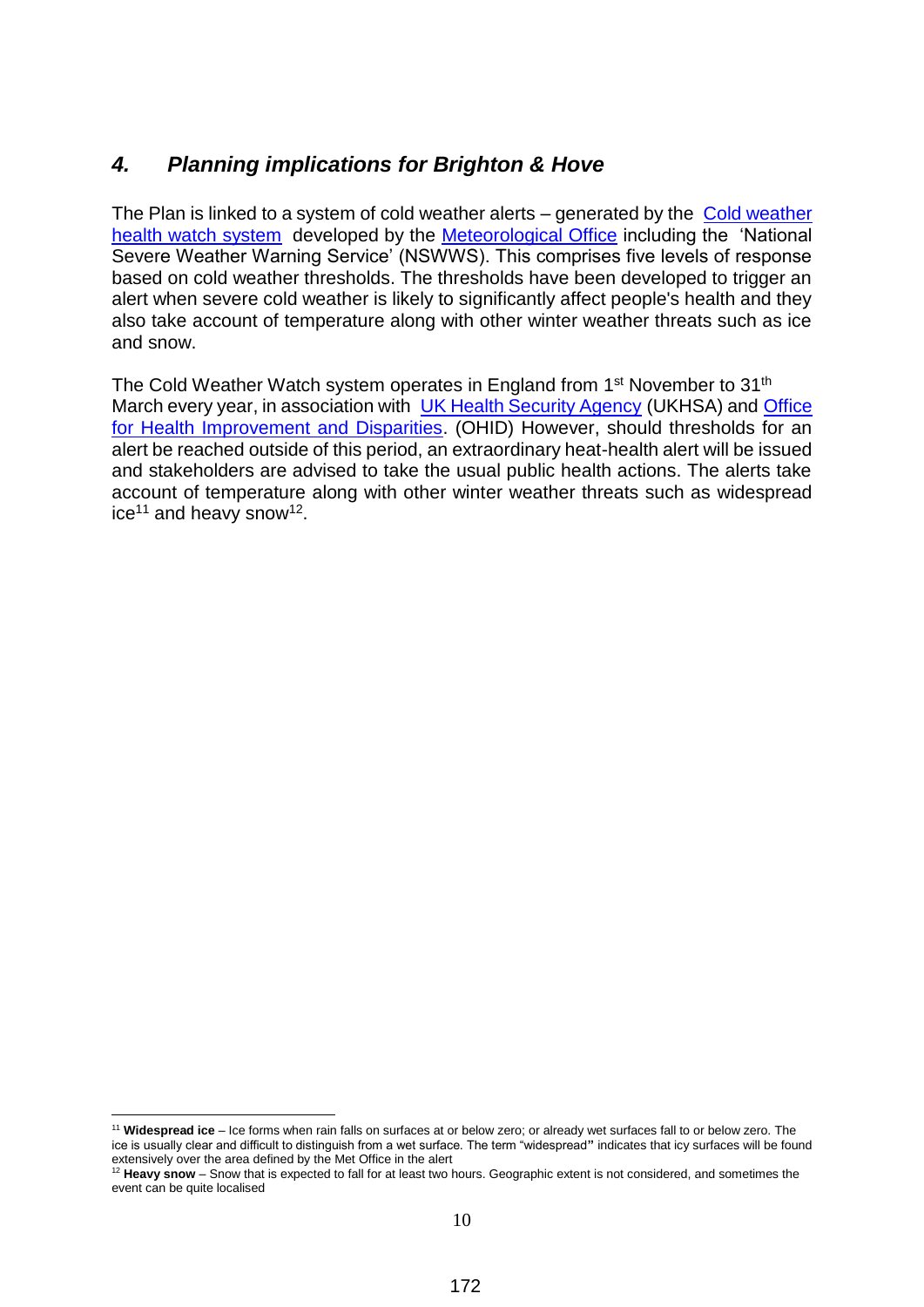## *4. Planning implications for Brighton & Hove*

The Plan is linked to a system of cold weather alerts – generated by the Cold weather health watch system developed by the Meteorological Office including the 'National Severe Weather Warning Service' (NSWWS). This comprises five levels of response based on cold weather thresholds. The thresholds have been developed to trigger an alert when severe cold weather is likely to significantly affect people's health and they also take account of temperature along with other winter weather threats such as ice and snow.

The Cold Weather Watch system operates in England from 1st November to 31st March every year, in association with UK Health Security Agency (UKHSA) and Office for Health Improvement and Disparities. (OHID) However, should thresholds for an alert be reached outside of this period, an extraordinary heat-health alert will be issued and stakeholders are advised to take the usual public health actions. The alerts take account of temperature along with other winter weather threats such as widespread ice[11] and heavy snow[12].

---

[11] **Widespread ice** – Ice forms when rain falls on surfaces at or below zero; or already wet surfaces fall to or below zero. The ice is usually clear and difficult to distinguish from a wet surface. The term "widespread**"** indicates that icy surfaces will be found extensively over the area defined by the Met Office in the alert

[12] **Heavy snow** – Snow that is expected to fall for at least two hours. Geographic extent is not considered, and sometimes the event can be quite localised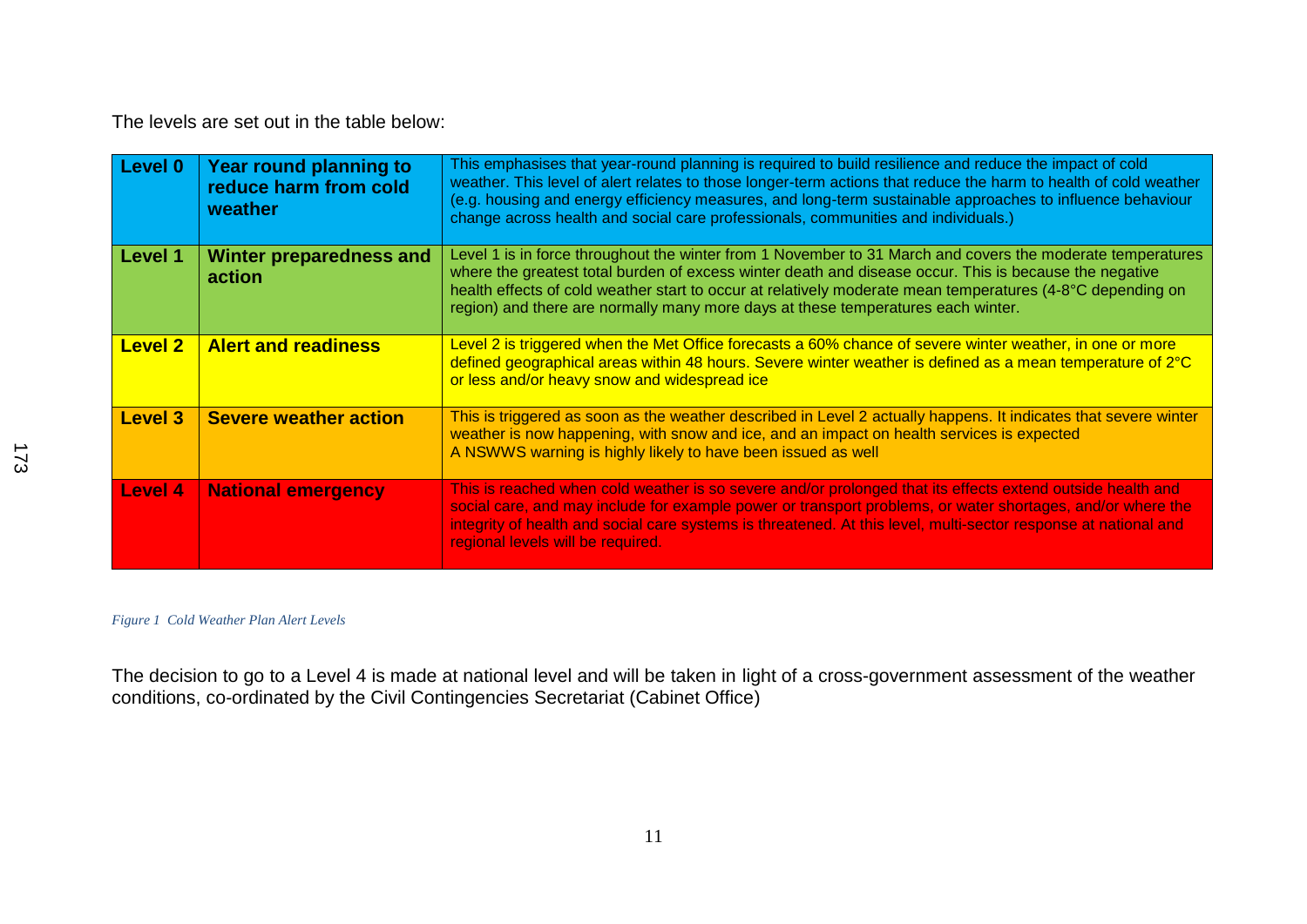The levels are set out in the table below:

| Level | Title | Description |
|---|---|---|
| **Level 0** | **Year round planning to reduce harm from cold weather** | This emphasises that year-round planning is required to build resilience and reduce the impact of cold weather. This level of alert relates to those longer-term actions that reduce the harm to health of cold weather (e.g. housing and energy efficiency measures, and long-term sustainable approaches to influence behaviour change across health and social care professionals, communities and individuals.) |
| **Level 1** | **Winter preparedness and action** | Level 1 is in force throughout the winter from 1 November to 31 March and covers the moderate temperatures where the greatest total burden of excess winter death and disease occur. This is because the negative health effects of cold weather start to occur at relatively moderate mean temperatures (4-8°C depending on region) and there are normally many more days at these temperatures each winter. |
| **Level 2** | **Alert and readiness** | Level 2 is triggered when the Met Office forecasts a 60% chance of severe winter weather, in one or more defined geographical areas within 48 hours. Severe winter weather is defined as a mean temperature of 2°C or less and/or heavy snow and widespread ice |
| **Level 3** | **Severe weather action** | This is triggered as soon as the weather described in Level 2 actually happens. It indicates that severe winter weather is now happening, with snow and ice, and an impact on health services is expected<br>A NSWWS warning is highly likely to have been issued as well |
| **Level 4** | **National emergency** | This is reached when cold weather is so severe and/or prolonged that its effects extend outside health and social care, and may include for example power or transport problems, or water shortages, and/or where the integrity of health and social care systems is threatened. At this level, multi-sector response at national and regional levels will be required. |

*Figure 1 Cold Weather Plan Alert Levels*

The decision to go to a Level 4 is made at national level and will be taken in light of a cross-government assessment of the weather conditions, co-ordinated by the Civil Contingencies Secretariat (Cabinet Office)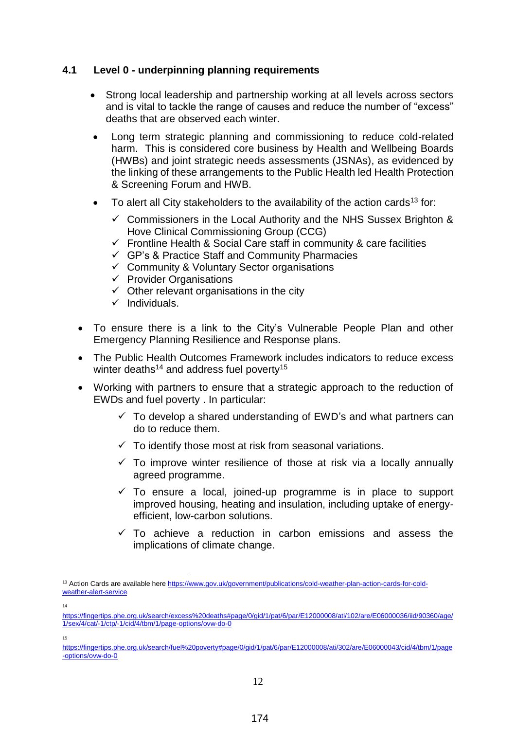### 4.1 Level 0 - underpinning planning requirements

- Strong local leadership and partnership working at all levels across sectors and is vital to tackle the range of causes and reduce the number of "excess" deaths that are observed each winter.
- Long term strategic planning and commissioning to reduce cold-related harm. This is considered core business by Health and Wellbeing Boards (HWBs) and joint strategic needs assessments (JSNAs), as evidenced by the linking of these arrangements to the Public Health led Health Protection & Screening Forum and HWB.
- To alert all City stakeholders to the availability of the action cards[13] for:
  - ✓ Commissioners in the Local Authority and the NHS Sussex Brighton & Hove Clinical Commissioning Group (CCG)
  - ✓ Frontline Health & Social Care staff in community & care facilities
  - ✓ GP's & Practice Staff and Community Pharmacies
  - ✓ Community & Voluntary Sector organisations
  - ✓ Provider Organisations
  - ✓ Other relevant organisations in the city
  - ✓ Individuals.
- To ensure there is a link to the City's Vulnerable People Plan and other Emergency Planning Resilience and Response plans.
- The Public Health Outcomes Framework includes indicators to reduce excess winter deaths[14] and address fuel poverty[15]
- Working with partners to ensure that a strategic approach to the reduction of EWDs and fuel poverty . In particular:
  - ✓ To develop a shared understanding of EWD's and what partners can do to reduce them.
  - ✓ To identify those most at risk from seasonal variations.
  - ✓ To improve winter resilience of those at risk via a locally annually agreed programme.
  - ✓ To ensure a local, joined-up programme is in place to support improved housing, heating and insulation, including uptake of energy-efficient, low-carbon solutions.
  - ✓ To achieve a reduction in carbon emissions and assess the implications of climate change.

---

[13] Action Cards are available here https://www.gov.uk/government/publications/cold-weather-plan-action-cards-for-cold-weather-alert-service

[14] https://fingertips.phe.org.uk/search/excess%20deaths#page/0/gid/1/pat/6/par/E12000008/ati/102/are/E06000036/iid/90360/age/1/sex/4/cat/-1/ctp/-1/cid/4/tbm/1/page-options/ovw-do-0

[15] https://fingertips.phe.org.uk/search/fuel%20poverty#page/0/gid/1/pat/6/par/E12000008/ati/302/are/E06000043/cid/4/tbm/1/page-options/ovw-do-0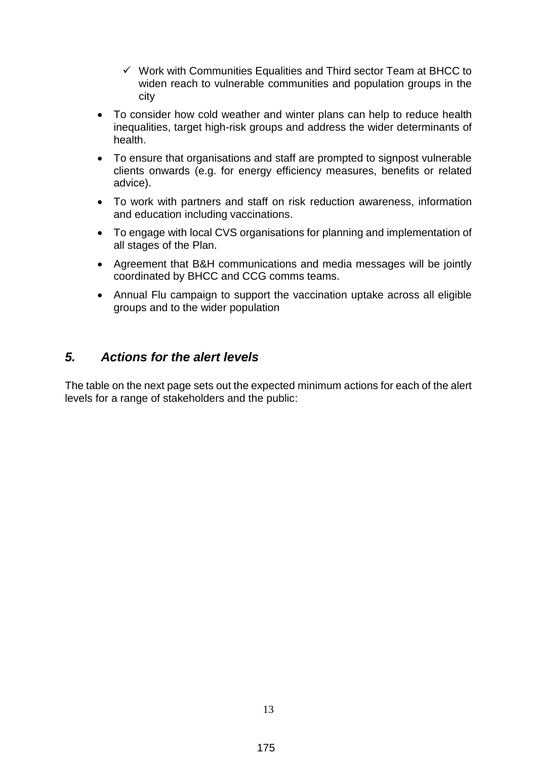- ✓ Work with Communities Equalities and Third sector Team at BHCC to widen reach to vulnerable communities and population groups in the city

- To consider how cold weather and winter plans can help to reduce health inequalities, target high-risk groups and address the wider determinants of health.
- To ensure that organisations and staff are prompted to signpost vulnerable clients onwards (e.g. for energy efficiency measures, benefits or related advice).
- To work with partners and staff on risk reduction awareness, information and education including vaccinations.
- To engage with local CVS organisations for planning and implementation of all stages of the Plan.
- Agreement that B&H communications and media messages will be jointly coordinated by BHCC and CCG comms teams.
- Annual Flu campaign to support the vaccination uptake across all eligible groups and to the wider population

## *5. Actions for the alert levels*

The table on the next page sets out the expected minimum actions for each of the alert levels for a range of stakeholders and the public: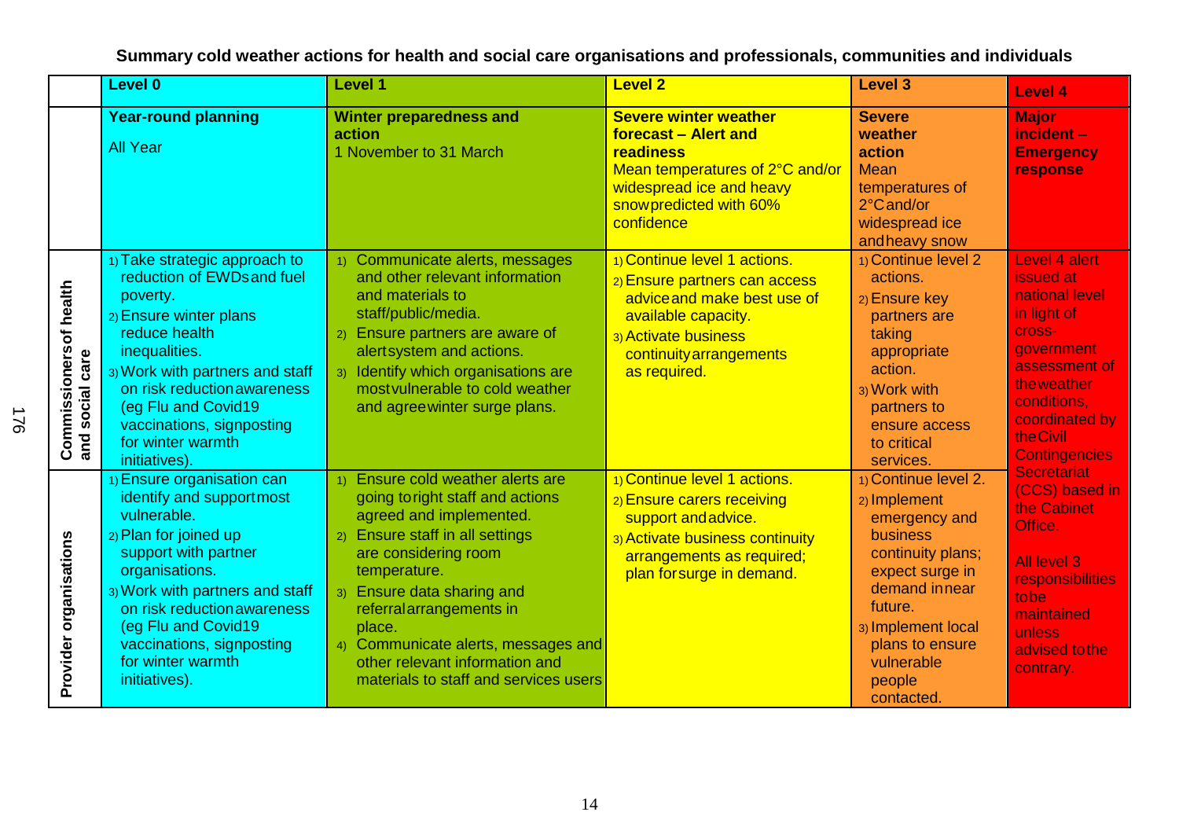**Summary cold weather actions for health and social care organisations and professionals, communities and individuals**

| | Level 0 | Level 1 | Level 2 | Level 3 | Level 4 |
|---|---|---|---|---|---|
| | **Year-round planning**<br>All Year | **Winter preparedness and action**<br>1 November to 31 March | **Severe winter weather forecast – Alert and readiness**<br>Mean temperatures of 2°C and/or widespread ice and heavy snow predicted with 60% confidence | **Severe weather action**<br>Mean temperatures of 2°C and/or widespread ice and heavy snow | **Major incident – Emergency response** |
| **Commissioners of health and social care** | 1) Take strategic approach to reduction of EWDs and fuel poverty.<br>2) Ensure winter plans reduce health inequalities.<br>3) Work with partners and staff on risk reduction awareness (eg Flu and Covid19 vaccinations, signposting for winter warmth initiatives). | 1) Communicate alerts, messages and other relevant information and materials to staff/public/media.<br>2) Ensure partners are aware of alert system and actions.<br>3) Identify which organisations are most vulnerable to cold weather and agree winter surge plans. | 1) Continue level 1 actions.<br>2) Ensure partners can access advice and make best use of available capacity.<br>3) Activate business continuity arrangements as required. | 1) Continue level 2 actions.<br>2) Ensure key partners are taking appropriate action.<br>3) Work with partners to ensure access to critical services. | Level 4 alert issued at national level in light of cross-government assessment of the weather conditions, coordinated by the Civil Contingencies Secretariat (CCS) based in the Cabinet Office.<br><br>All level 3 responsibilities to be maintained unless advised to the contrary. |
| **Provider organisations** | 1) Ensure organisation can identify and support most vulnerable.<br>2) Plan for joined up support with partner organisations.<br>3) Work with partners and staff on risk reduction awareness (eg Flu and Covid19 vaccinations, signposting for winter warmth initiatives). | 1) Ensure cold weather alerts are going to right staff and actions agreed and implemented.<br>2) Ensure staff in all settings are considering room temperature.<br>3) Ensure data sharing and referral arrangements in place.<br>4) Communicate alerts, messages and other relevant information and materials to staff and services users | 1) Continue level 1 actions.<br>2) Ensure carers receiving support and advice.<br>3) Activate business continuity arrangements as required; plan for surge in demand. | 1) Continue level 2.<br>2) Implement emergency and business continuity plans; expect surge in demand in near future.<br>3) Implement local plans to ensure vulnerable people contacted. | |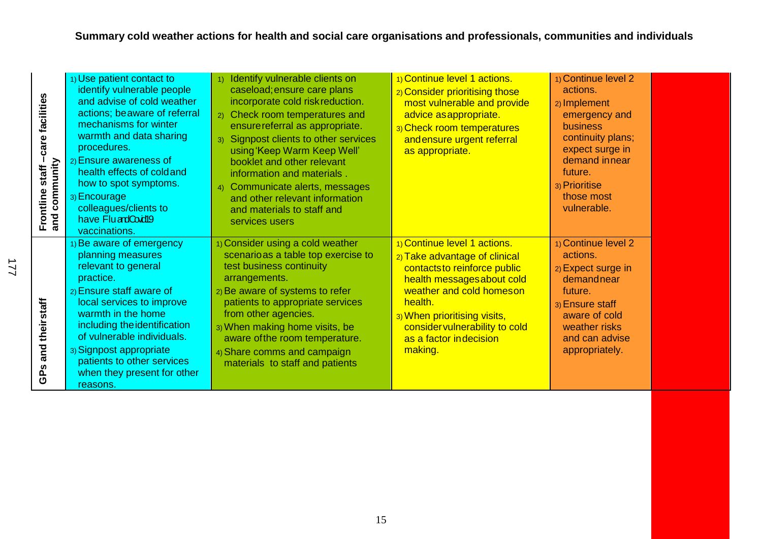**Summary cold weather actions for health and social care organisations and professionals, communities and individuals**

| | | | | | |
|---|---|---|---|---|---|
| **Frontline staff – care facilities and community** | 1) Use patient contact to identify vulnerable people and advise of cold weather actions; be aware of referral mechanisms for winter warmth and data sharing procedures.<br>2) Ensure awareness of health effects of cold and how to spot symptoms.<br>3) Encourage colleagues/clients to have Flu and Covid19 vaccinations. | 1) Identify vulnerable clients on caseload; ensure care plans incorporate cold risk reduction.<br>2) Check room temperatures and ensure referral as appropriate.<br>3) Signpost clients to other services using 'Keep Warm Keep Well' booklet and other relevant information and materials .<br>4) Communicate alerts, messages and other relevant information and materials to staff and services users | 1) Continue level 1 actions.<br>2) Consider prioritising those most vulnerable and provide advice as appropriate.<br>3) Check room temperatures and ensure urgent referral as appropriate. | 1) Continue level 2 actions.<br>2) Implement emergency and business continuity plans; expect surge in demand in near future.<br>3) Prioritise those most vulnerable. | |
| **GPs and their staff** | 1) Be aware of emergency planning measures relevant to general practice.<br>2) Ensure staff aware of local services to improve warmth in the home including the identification of vulnerable individuals.<br>3) Signpost appropriate patients to other services when they present for other reasons. | 1) Consider using a cold weather scenario as a table top exercise to test business continuity arrangements.<br>2) Be aware of systems to refer patients to appropriate services from other agencies.<br>3) When making home visits, be aware of the room temperature.<br>4) Share comms and campaign materials to staff and patients | 1) Continue level 1 actions.<br>2) Take advantage of clinical contacts to reinforce public health messages about cold weather and cold homes on health.<br>3) When prioritising visits, consider vulnerability to cold as a factor in decision making. | 1) Continue level 2 actions.<br>2) Expect surge in demand near future.<br>3) Ensure staff aware of cold weather risks and can advise appropriately. | |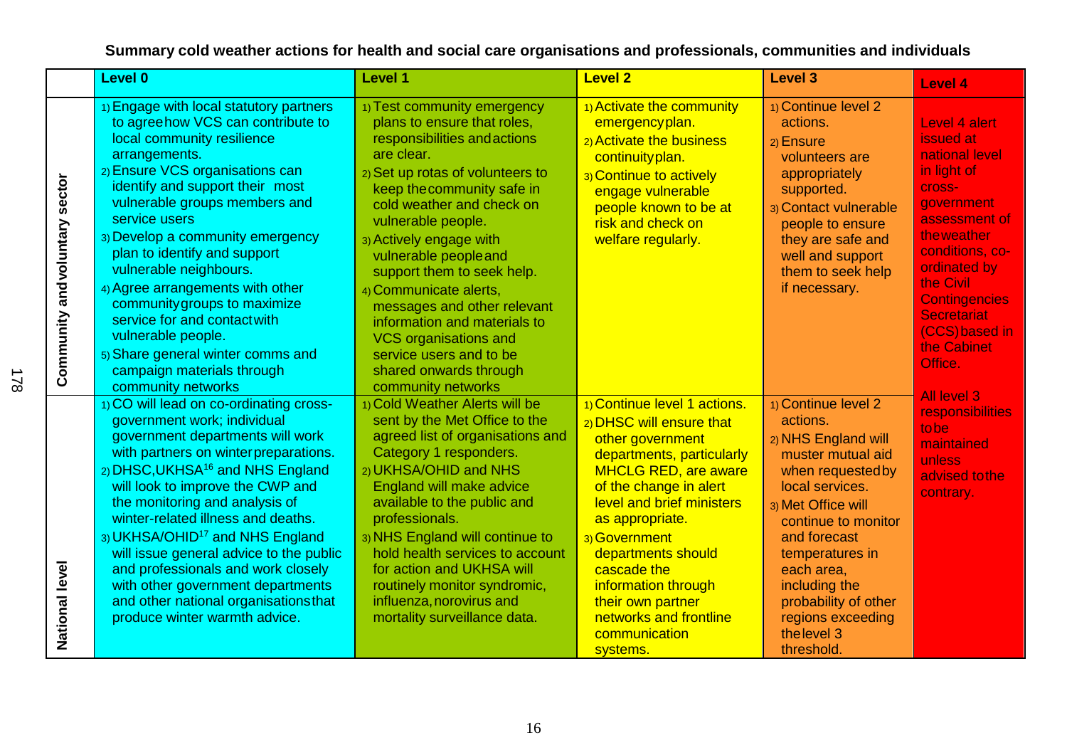**Summary cold weather actions for health and social care organisations and professionals, communities and individuals**

| | Level 0 | Level 1 | Level 2 | Level 3 | Level 4 |
|---|---|---|---|---|---|
| **Community and voluntary sector** | 1) Engage with local statutory partners to agree how VCS can contribute to local community resilience arrangements.<br>2) Ensure VCS organisations can identify and support their most vulnerable groups members and service users<br>3) Develop a community emergency plan to identify and support vulnerable neighbours.<br>4) Agree arrangements with other community groups to maximize service for and contact with vulnerable people.<br>5) Share general winter comms and campaign materials through community networks | 1) Test community emergency plans to ensure that roles, responsibilities and actions are clear.<br>2) Set up rotas of volunteers to keep the community safe in cold weather and check on vulnerable people.<br>3) Actively engage with vulnerable people and support them to seek help.<br>4) Communicate alerts, messages and other relevant information and materials to VCS organisations and service users and to be shared onwards through community networks | 1) Activate the community emergency plan.<br>2) Activate the business continuity plan.<br>3) Continue to actively engage vulnerable people known to be at risk and check on welfare regularly. | 1) Continue level 2 actions.<br>2) Ensure volunteers are appropriately supported.<br>3) Contact vulnerable people to ensure they are safe and well and support them to seek help if necessary. | Level 4 alert issued at national level in light of cross-government assessment of the weather conditions, co-ordinated by the Civil Contingencies Secretariat (CCS) based in the Cabinet Office.<br><br>All level 3 responsibilities to be maintained unless advised to the contrary. |
| **National level** | 1) CO will lead on co-ordinating cross-government work; individual government departments will work with partners on winter preparations.<br>2) DHSC, UKHSA[16] and NHS England will look to improve the CWP and the monitoring and analysis of winter-related illness and deaths.<br>3) UKHSA/OHID[17] and NHS England will issue general advice to the public and professionals and work closely with other government departments and other national organisations that produce winter warmth advice. | 1) Cold Weather Alerts will be sent by the Met Office to the agreed list of organisations and Category 1 responders.<br>2) UKHSA/OHID and NHS England will make advice available to the public and professionals.<br>3) NHS England will continue to hold health services to account for action and UKHSA will routinely monitor syndromic, influenza, norovirus and mortality surveillance data. | 1) Continue level 1 actions.<br>2) DHSC will ensure that other government departments, particularly MHCLG RED, are aware of the change in alert level and brief ministers as appropriate.<br>3) Government departments should cascade the information through their own partner networks and frontline communication systems. | 1) Continue level 2 actions.<br>2) NHS England will muster mutual aid when requested by local services.<br>3) Met Office will continue to monitor and forecast temperatures in each area, including the probability of other regions exceeding the level 3 threshold. | |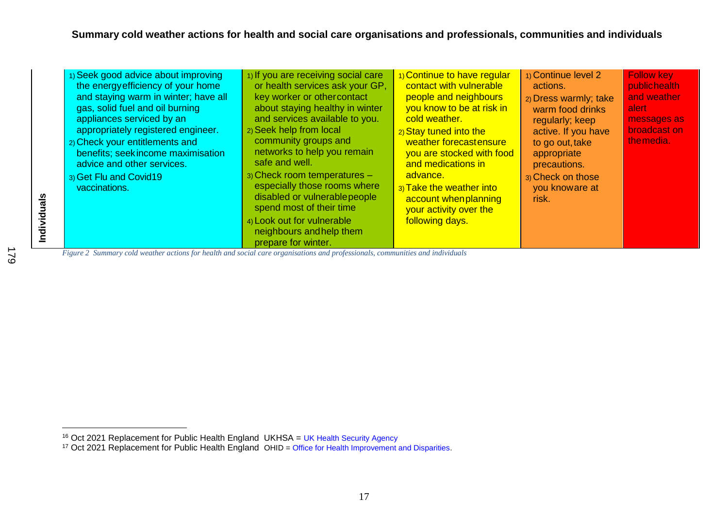**Summary cold weather actions for health and social care organisations and professionals, communities and individuals**

| | | | | | |
|---|---|---|---|---|---|
| **Individuals** | 1) Seek good advice about improving the energy efficiency of your home and staying warm in winter; have all gas, solid fuel and oil burning appliances serviced by an appropriately registered engineer.<br>2) Check your entitlements and benefits; seek income maximisation advice and other services.<br>3) Get Flu and Covid19 vaccinations. | 1) If you are receiving social care or health services ask your GP, key worker or other contact about staying healthy in winter and services available to you.<br>2) Seek help from local community groups and networks to help you remain safe and well.<br>3) Check room temperatures – especially those rooms where disabled or vulnerable people spend most of their time<br>4) Look out for vulnerable neighbours and help them prepare for winter. | 1) Continue to have regular contact with vulnerable people and neighbours you know to be at risk in cold weather.<br>2) Stay tuned into the weather forecast ensure you are stocked with food and medications in advance.<br>3) Take the weather into account when planning your activity over the following days. | 1) Continue level 2 actions.<br>2) Dress warmly; take warm food drinks regularly; keep active. If you have to go out, take appropriate precautions.<br>3) Check on those you know are at risk. | Follow key public health and weather alert messages as broadcast on the media. |

*Figure 2 Summary cold weather actions for health and social care organisations and professionals, communities and individuals*

[16] Oct 2021 Replacement for Public Health England UKHSA = UK Health Security Agency

[17] Oct 2021 Replacement for Public Health England OHID = Office for Health Improvement and Disparities.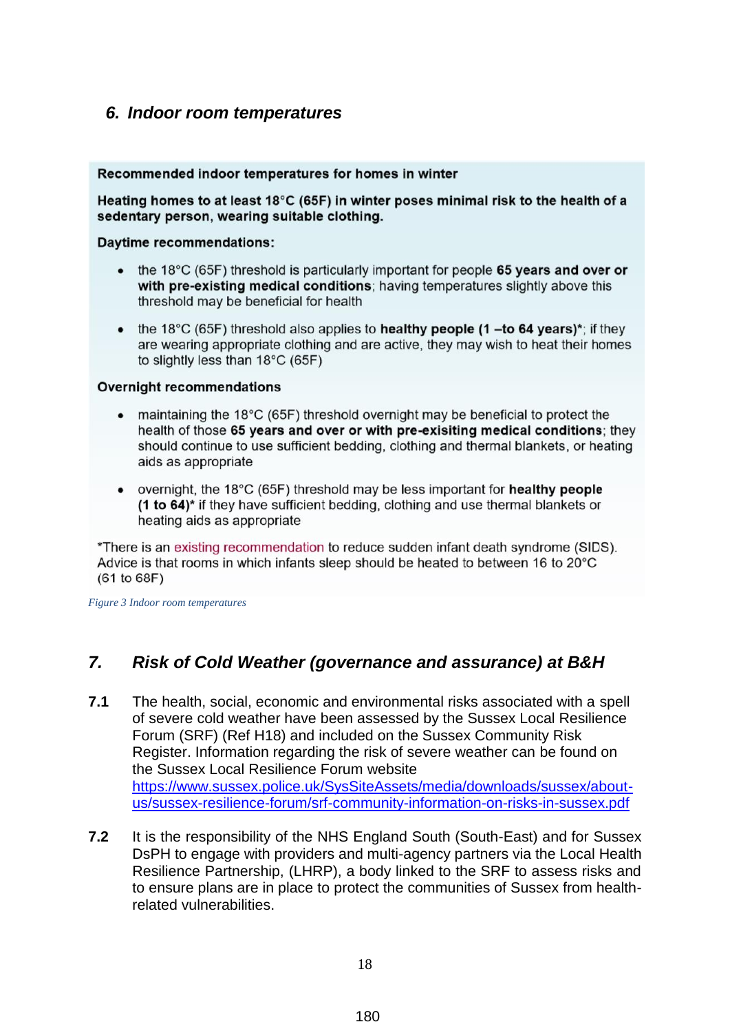## 6. *Indoor room temperatures*

**Recommended indoor temperatures for homes in winter**

**Heating homes to at least 18°C (65F) in winter poses minimal risk to the health of a sedentary person, wearing suitable clothing.**

**Daytime recommendations:**

- the 18°C (65F) threshold is particularly important for people **65 years and over or with pre-existing medical conditions**; having temperatures slightly above this threshold may be beneficial for health
- the 18°C (65F) threshold also applies to **healthy people (1 –to 64 years)***; if they are wearing appropriate clothing and are active, they may wish to heat their homes to slightly less than 18°C (65F)

**Overnight recommendations**

- maintaining the 18°C (65F) threshold overnight may be beneficial to protect the health of those **65 years and over or with pre-exisiting medical conditions**; they should continue to use sufficient bedding, clothing and thermal blankets, or heating aids as appropriate
- overnight, the 18°C (65F) threshold may be less important for **healthy people (1 to 64)*** if they have sufficient bedding, clothing and use thermal blankets or heating aids as appropriate

*There is an existing recommendation to reduce sudden infant death syndrome (SIDS). Advice is that rooms in which infants sleep should be heated to between 16 to 20°C (61 to 68F)

*Figure 3 Indoor room temperatures*

## 7. *Risk of Cold Weather (governance and assurance) at B&H*

**7.1** The health, social, economic and environmental risks associated with a spell of severe cold weather have been assessed by the Sussex Local Resilience Forum (SRF) (Ref H18) and included on the Sussex Community Risk Register. Information regarding the risk of severe weather can be found on the Sussex Local Resilience Forum website https://www.sussex.police.uk/SysSiteAssets/media/downloads/sussex/about-us/sussex-resilience-forum/srf-community-information-on-risks-in-sussex.pdf

**7.2** It is the responsibility of the NHS England South (South-East) and for Sussex DsPH to engage with providers and multi-agency partners via the Local Health Resilience Partnership, (LHRP), a body linked to the SRF to assess risks and to ensure plans are in place to protect the communities of Sussex from health-related vulnerabilities.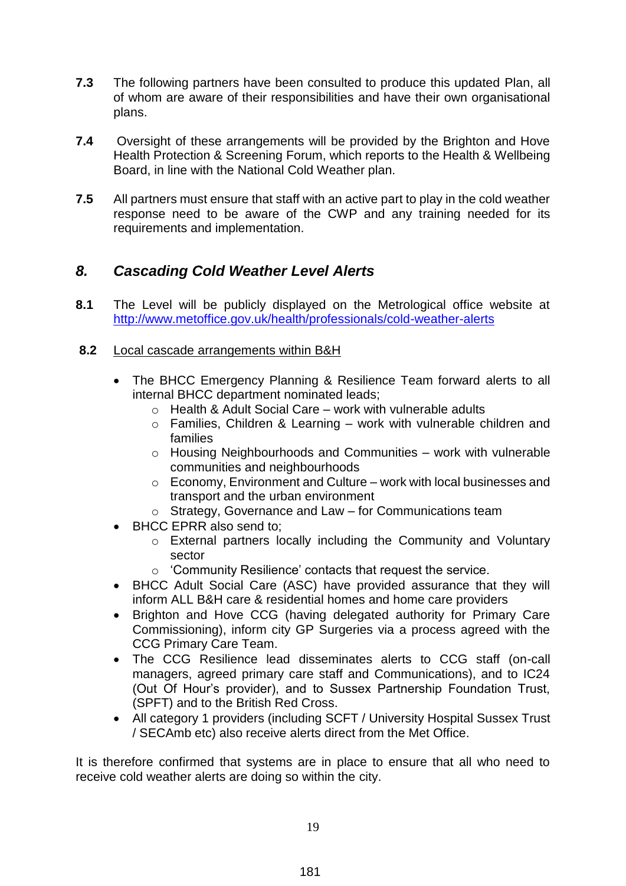**7.3** The following partners have been consulted to produce this updated Plan, all of whom are aware of their responsibilities and have their own organisational plans.

**7.4** Oversight of these arrangements will be provided by the Brighton and Hove Health Protection & Screening Forum, which reports to the Health & Wellbeing Board, in line with the National Cold Weather plan.

**7.5** All partners must ensure that staff with an active part to play in the cold weather response need to be aware of the CWP and any training needed for its requirements and implementation.

## *8. Cascading Cold Weather Level Alerts*

**8.1** The Level will be publicly displayed on the Metrological office website at http://www.metoffice.gov.uk/health/professionals/cold-weather-alerts

**8.2** Local cascade arrangements within B&H

- The BHCC Emergency Planning & Resilience Team forward alerts to all internal BHCC department nominated leads;
  - Health & Adult Social Care – work with vulnerable adults
  - Families, Children & Learning – work with vulnerable children and families
  - Housing Neighbourhoods and Communities – work with vulnerable communities and neighbourhoods
  - Economy, Environment and Culture – work with local businesses and transport and the urban environment
  - Strategy, Governance and Law – for Communications team
- BHCC EPRR also send to;
  - External partners locally including the Community and Voluntary sector
  - 'Community Resilience' contacts that request the service.
- BHCC Adult Social Care (ASC) have provided assurance that they will inform ALL B&H care & residential homes and home care providers
- Brighton and Hove CCG (having delegated authority for Primary Care Commissioning), inform city GP Surgeries via a process agreed with the CCG Primary Care Team.
- The CCG Resilience lead disseminates alerts to CCG staff (on-call managers, agreed primary care staff and Communications), and to IC24 (Out Of Hour's provider), and to Sussex Partnership Foundation Trust, (SPFT) and to the British Red Cross.
- All category 1 providers (including SCFT / University Hospital Sussex Trust / SECAmb etc) also receive alerts direct from the Met Office.

It is therefore confirmed that systems are in place to ensure that all who need to receive cold weather alerts are doing so within the city.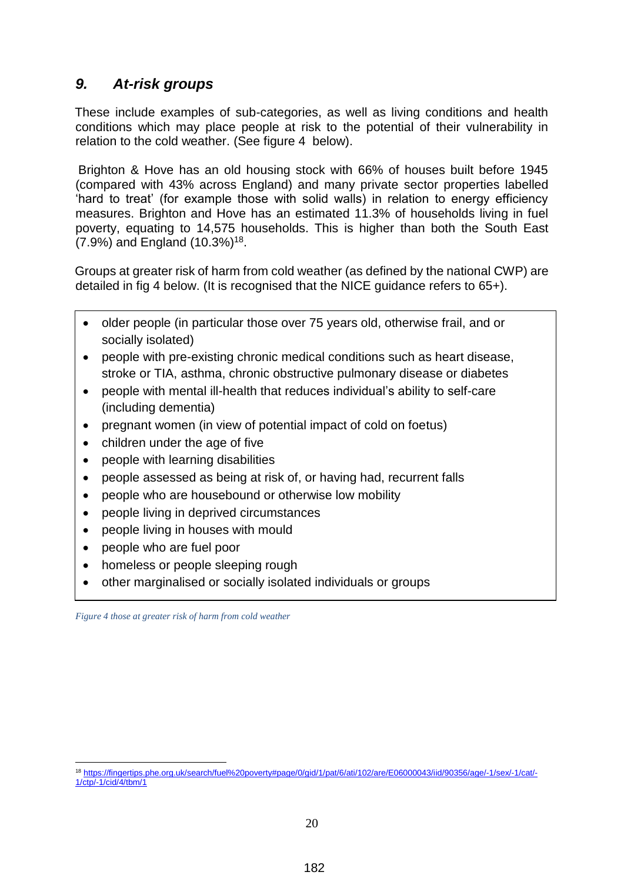## *9. At-risk groups*

These include examples of sub-categories, as well as living conditions and health conditions which may place people at risk to the potential of their vulnerability in relation to the cold weather. (See figure 4 below).

Brighton & Hove has an old housing stock with 66% of houses built before 1945 (compared with 43% across England) and many private sector properties labelled 'hard to treat' (for example those with solid walls) in relation to energy efficiency measures. Brighton and Hove has an estimated 11.3% of households living in fuel poverty, equating to 14,575 households. This is higher than both the South East (7.9%) and England (10.3%)[18].

Groups at greater risk of harm from cold weather (as defined by the national CWP) are detailed in fig 4 below. (It is recognised that the NICE guidance refers to 65+).

- older people (in particular those over 75 years old, otherwise frail, and or socially isolated)
- people with pre-existing chronic medical conditions such as heart disease, stroke or TIA, asthma, chronic obstructive pulmonary disease or diabetes
- people with mental ill-health that reduces individual's ability to self-care (including dementia)
- pregnant women (in view of potential impact of cold on foetus)
- children under the age of five
- people with learning disabilities
- people assessed as being at risk of, or having had, recurrent falls
- people who are housebound or otherwise low mobility
- people living in deprived circumstances
- people living in houses with mould
- people who are fuel poor
- homeless or people sleeping rough
- other marginalised or socially isolated individuals or groups

*Figure 4 those at greater risk of harm from cold weather*

[18] https://fingertips.phe.org.uk/search/fuel%20poverty#page/0/gid/1/pat/6/ati/102/are/E06000043/iid/90356/age/-1/sex/-1/cat/-1/ctp/-1/cid/4/tbm/1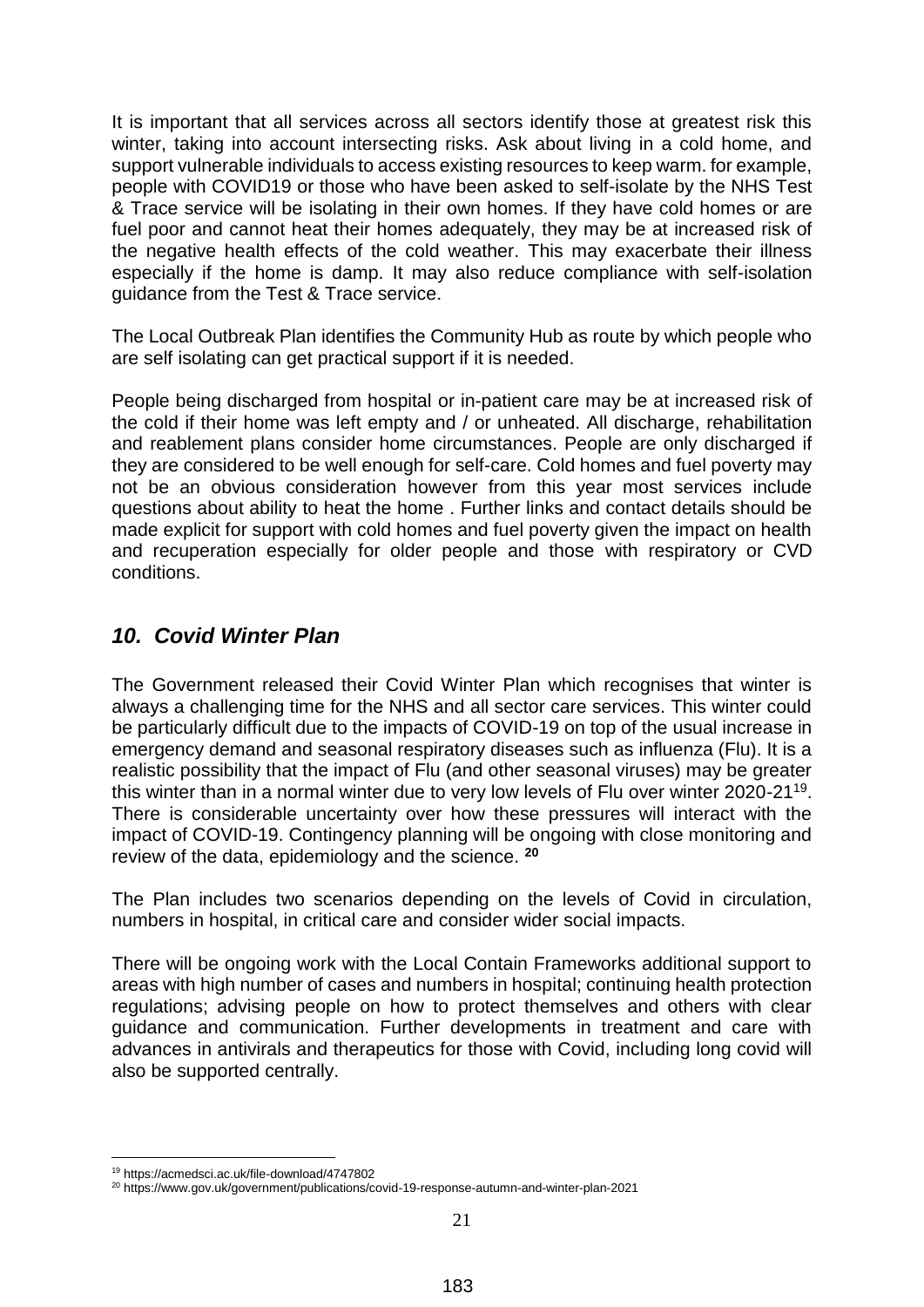It is important that all services across all sectors identify those at greatest risk this winter, taking into account intersecting risks. Ask about living in a cold home, and support vulnerable individuals to access existing resources to keep warm. for example, people with COVID19 or those who have been asked to self-isolate by the NHS Test & Trace service will be isolating in their own homes. If they have cold homes or are fuel poor and cannot heat their homes adequately, they may be at increased risk of the negative health effects of the cold weather. This may exacerbate their illness especially if the home is damp. It may also reduce compliance with self-isolation guidance from the Test & Trace service.

The Local Outbreak Plan identifies the Community Hub as route by which people who are self isolating can get practical support if it is needed.

People being discharged from hospital or in-patient care may be at increased risk of the cold if their home was left empty and / or unheated. All discharge, rehabilitation and reablement plans consider home circumstances. People are only discharged if they are considered to be well enough for self-care. Cold homes and fuel poverty may not be an obvious consideration however from this year most services include questions about ability to heat the home . Further links and contact details should be made explicit for support with cold homes and fuel poverty given the impact on health and recuperation especially for older people and those with respiratory or CVD conditions.

## *10. Covid Winter Plan*

The Government released their Covid Winter Plan which recognises that winter is always a challenging time for the NHS and all sector care services. This winter could be particularly difficult due to the impacts of COVID-19 on top of the usual increase in emergency demand and seasonal respiratory diseases such as influenza (Flu). It is a realistic possibility that the impact of Flu (and other seasonal viruses) may be greater this winter than in a normal winter due to very low levels of Flu over winter 2020-21[19]. There is considerable uncertainty over how these pressures will interact with the impact of COVID-19. Contingency planning will be ongoing with close monitoring and review of the data, epidemiology and the science. [20]

The Plan includes two scenarios depending on the levels of Covid in circulation, numbers in hospital, in critical care and consider wider social impacts.

There will be ongoing work with the Local Contain Frameworks additional support to areas with high number of cases and numbers in hospital; continuing health protection regulations; advising people on how to protect themselves and others with clear guidance and communication. Further developments in treatment and care with advances in antivirals and therapeutics for those with Covid, including long covid will also be supported centrally.

[19] https://acmedsci.ac.uk/file-download/4747802

[20] https://www.gov.uk/government/publications/covid-19-response-autumn-and-winter-plan-2021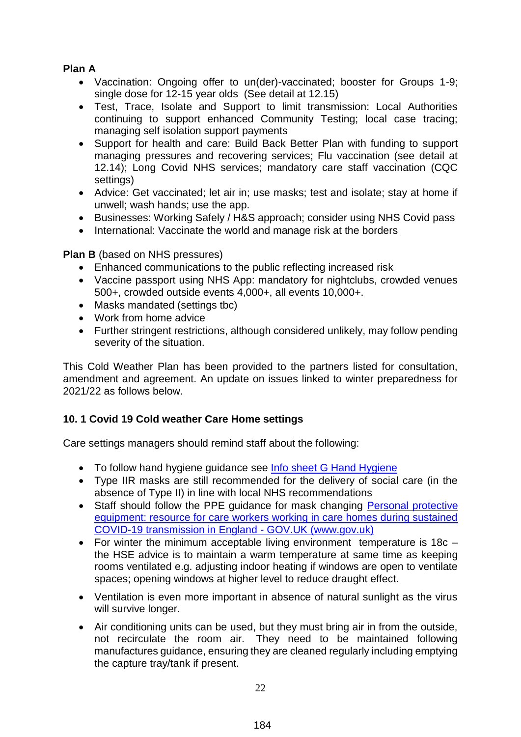**Plan A**

- Vaccination: Ongoing offer to un(der)-vaccinated; booster for Groups 1-9; single dose for 12-15 year olds (See detail at 12.15)
- Test, Trace, Isolate and Support to limit transmission: Local Authorities continuing to support enhanced Community Testing; local case tracing; managing self isolation support payments
- Support for health and care: Build Back Better Plan with funding to support managing pressures and recovering services; Flu vaccination (see detail at 12.14); Long Covid NHS services; mandatory care staff vaccination (CQC settings)
- Advice: Get vaccinated; let air in; use masks; test and isolate; stay at home if unwell; wash hands; use the app.
- Businesses: Working Safely / H&S approach; consider using NHS Covid pass
- International: Vaccinate the world and manage risk at the borders

**Plan B** (based on NHS pressures)

- Enhanced communications to the public reflecting increased risk
- Vaccine passport using NHS App: mandatory for nightclubs, crowded venues 500+, crowded outside events 4,000+, all events 10,000+.
- Masks mandated (settings tbc)
- Work from home advice
- Further stringent restrictions, although considered unlikely, may follow pending severity of the situation.

This Cold Weather Plan has been provided to the partners listed for consultation, amendment and agreement. An update on issues linked to winter preparedness for 2021/22 as follows below.

**10. 1 Covid 19 Cold weather Care Home settings**

Care settings managers should remind staff about the following:

- To follow hand hygiene guidance see [Info sheet G Hand Hygiene]
- Type IIR masks are still recommended for the delivery of social care (in the absence of Type II) in line with local NHS recommendations
- Staff should follow the PPE guidance for mask changing [Personal protective equipment: resource for care workers working in care homes during sustained COVID-19 transmission in England - GOV.UK (www.gov.uk)]
- For winter the minimum acceptable living environment temperature is 18c – the HSE advice is to maintain a warm temperature at same time as keeping rooms ventilated e.g. adjusting indoor heating if windows are open to ventilate spaces; opening windows at higher level to reduce draught effect.
- Ventilation is even more important in absence of natural sunlight as the virus will survive longer.
- Air conditioning units can be used, but they must bring air in from the outside, not recirculate the room air. They need to be maintained following manufactures guidance, ensuring they are cleaned regularly including emptying the capture tray/tank if present.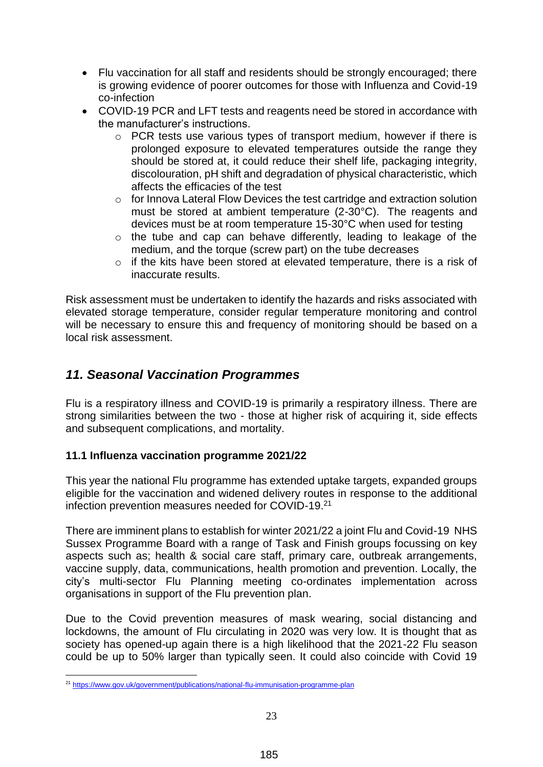- Flu vaccination for all staff and residents should be strongly encouraged; there is growing evidence of poorer outcomes for those with Influenza and Covid-19 co-infection
- COVID-19 PCR and LFT tests and reagents need be stored in accordance with the manufacturer's instructions.
  - PCR tests use various types of transport medium, however if there is prolonged exposure to elevated temperatures outside the range they should be stored at, it could reduce their shelf life, packaging integrity, discolouration, pH shift and degradation of physical characteristic, which affects the efficacies of the test
  - for Innova Lateral Flow Devices the test cartridge and extraction solution must be stored at ambient temperature (2-30°C). The reagents and devices must be at room temperature 15-30°C when used for testing
  - the tube and cap can behave differently, leading to leakage of the medium, and the torque (screw part) on the tube decreases
  - if the kits have been stored at elevated temperature, there is a risk of inaccurate results.

Risk assessment must be undertaken to identify the hazards and risks associated with elevated storage temperature, consider regular temperature monitoring and control will be necessary to ensure this and frequency of monitoring should be based on a local risk assessment.

## *11. Seasonal Vaccination Programmes*

Flu is a respiratory illness and COVID-19 is primarily a respiratory illness. There are strong similarities between the two - those at higher risk of acquiring it, side effects and subsequent complications, and mortality.

### 11.1 Influenza vaccination programme 2021/22

This year the national Flu programme has extended uptake targets, expanded groups eligible for the vaccination and widened delivery routes in response to the additional infection prevention measures needed for COVID-19.[21]

There are imminent plans to establish for winter 2021/22 a joint Flu and Covid-19 NHS Sussex Programme Board with a range of Task and Finish groups focussing on key aspects such as; health & social care staff, primary care, outbreak arrangements, vaccine supply, data, communications, health promotion and prevention. Locally, the city's multi-sector Flu Planning meeting co-ordinates implementation across organisations in support of the Flu prevention plan.

Due to the Covid prevention measures of mask wearing, social distancing and lockdowns, the amount of Flu circulating in 2020 was very low. It is thought that as society has opened-up again there is a high likelihood that the 2021-22 Flu season could be up to 50% larger than typically seen. It could also coincide with Covid 19

[21] https://www.gov.uk/government/publications/national-flu-immunisation-programme-plan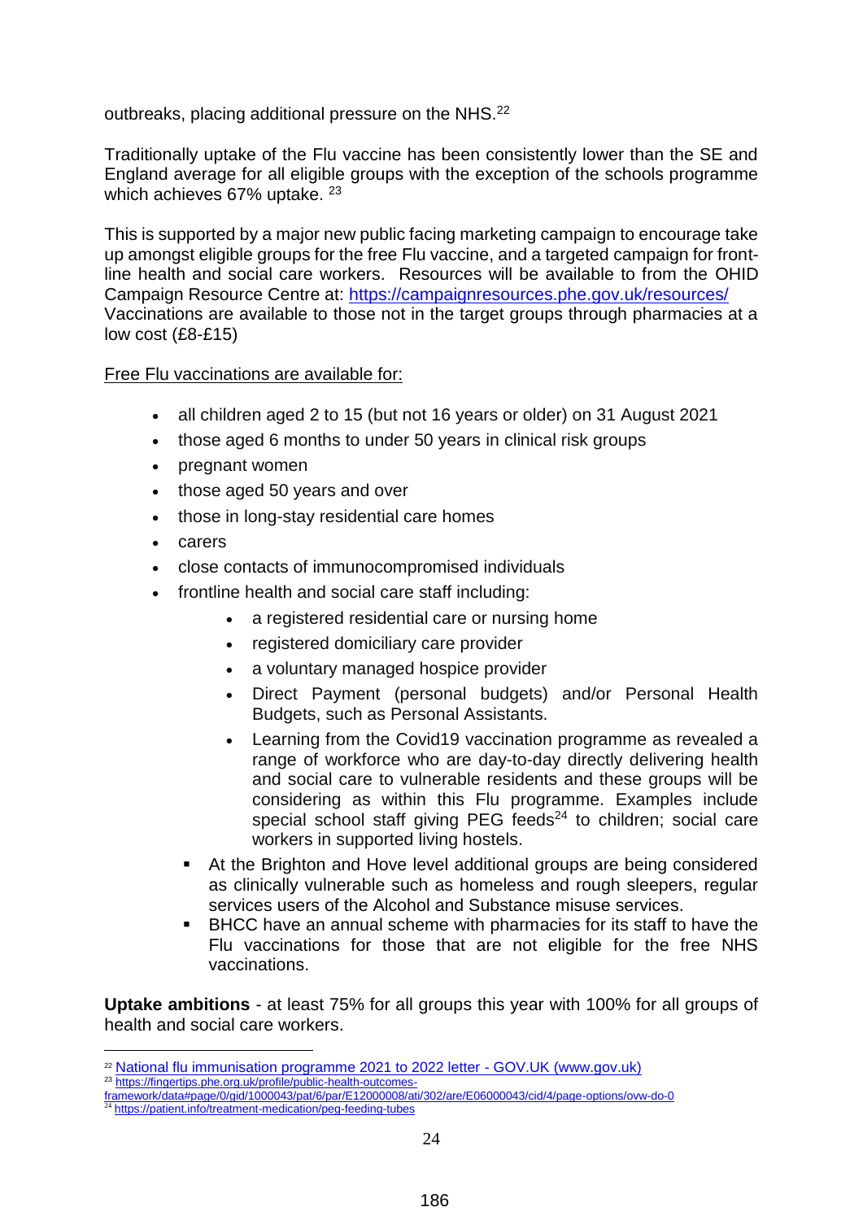outbreaks, placing additional pressure on the NHS.[22]

Traditionally uptake of the Flu vaccine has been consistently lower than the SE and England average for all eligible groups with the exception of the schools programme which achieves 67% uptake. [23]

This is supported by a major new public facing marketing campaign to encourage take up amongst eligible groups for the free Flu vaccine, and a targeted campaign for front-line health and social care workers. Resources will be available to from the OHID Campaign Resource Centre at: [https://campaignresources.phe.gov.uk/resources/](https://campaignresources.phe.gov.uk/resources/) Vaccinations are available to those not in the target groups through pharmacies at a low cost (£8-£15)

Free Flu vaccinations are available for:

- all children aged 2 to 15 (but not 16 years or older) on 31 August 2021
- those aged 6 months to under 50 years in clinical risk groups
- pregnant women
- those aged 50 years and over
- those in long-stay residential care homes
- carers
- close contacts of immunocompromised individuals
- frontline health and social care staff including:
    - a registered residential care or nursing home
    - registered domiciliary care provider
    - a voluntary managed hospice provider
    - Direct Payment (personal budgets) and/or Personal Health Budgets, such as Personal Assistants.
    - Learning from the Covid19 vaccination programme as revealed a range of workforce who are day-to-day directly delivering health and social care to vulnerable residents and these groups will be considering as within this Flu programme. Examples include special school staff giving PEG feeds[24] to children; social care workers in supported living hostels.
  - At the Brighton and Hove level additional groups are being considered as clinically vulnerable such as homeless and rough sleepers, regular services users of the Alcohol and Substance misuse services.
  - BHCC have an annual scheme with pharmacies for its staff to have the Flu vaccinations for those that are not eligible for the free NHS vaccinations.

**Uptake ambitions** - at least 75% for all groups this year with 100% for all groups of health and social care workers.

---

[22] [National flu immunisation programme 2021 to 2022 letter - GOV.UK (www.gov.uk)](https://www.gov.uk)

[23] https://fingertips.phe.org.uk/profile/public-health-outcomes-framework/data#page/0/gid/1000043/pat/6/par/E12000008/ati/302/are/E06000043/cid/4/page-options/ovw-do-0

[24] https://patient.info/treatment-medication/peg-feeding-tubes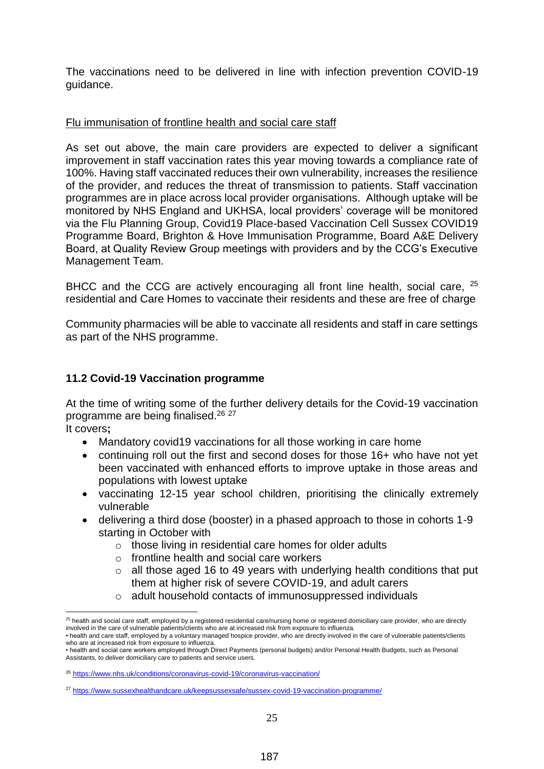The vaccinations need to be delivered in line with infection prevention COVID-19 guidance.

Flu immunisation of frontline health and social care staff

As set out above, the main care providers are expected to deliver a significant improvement in staff vaccination rates this year moving towards a compliance rate of 100%. Having staff vaccinated reduces their own vulnerability, increases the resilience of the provider, and reduces the threat of transmission to patients. Staff vaccination programmes are in place across local provider organisations. Although uptake will be monitored by NHS England and UKHSA, local providers' coverage will be monitored via the Flu Planning Group, Covid19 Place-based Vaccination Cell Sussex COVID19 Programme Board, Brighton & Hove Immunisation Programme, Board A&E Delivery Board, at Quality Review Group meetings with providers and by the CCG's Executive Management Team.

BHCC and the CCG are actively encouraging all front line health, social care, [25] residential and Care Homes to vaccinate their residents and these are free of charge

Community pharmacies will be able to vaccinate all residents and staff in care settings as part of the NHS programme.

### 11.2 Covid-19 Vaccination programme

At the time of writing some of the further delivery details for the Covid-19 vaccination programme are being finalised.[26] [27]

It covers**;**

- Mandatory covid19 vaccinations for all those working in care home
- continuing roll out the first and second doses for those 16+ who have not yet been vaccinated with enhanced efforts to improve uptake in those areas and populations with lowest uptake
- vaccinating 12-15 year school children, prioritising the clinically extremely vulnerable
- delivering a third dose (booster) in a phased approach to those in cohorts 1-9 starting in October with
  - those living in residential care homes for older adults
  - frontline health and social care workers
  - all those aged 16 to 49 years with underlying health conditions that put them at higher risk of severe COVID-19, and adult carers
  - adult household contacts of immunosuppressed individuals

---

[25] health and social care staff, employed by a registered residential care/nursing home or registered domiciliary care provider, who are directly involved in the care of vulnerable patients/clients who are at increased risk from exposure to influenza.
• health and care staff, employed by a voluntary managed hospice provider, who are directly involved in the care of vulnerable patients/clients who are at increased risk from exposure to influenza.
• health and social care workers employed through Direct Payments (personal budgets) and/or Personal Health Budgets, such as Personal Assistants, to deliver domiciliary care to patients and service users.

[26] https://www.nhs.uk/conditions/coronavirus-covid-19/coronavirus-vaccination/

[27] https://www.sussexhealthandcare.uk/keepsussexsafe/sussex-covid-19-vaccination-programme/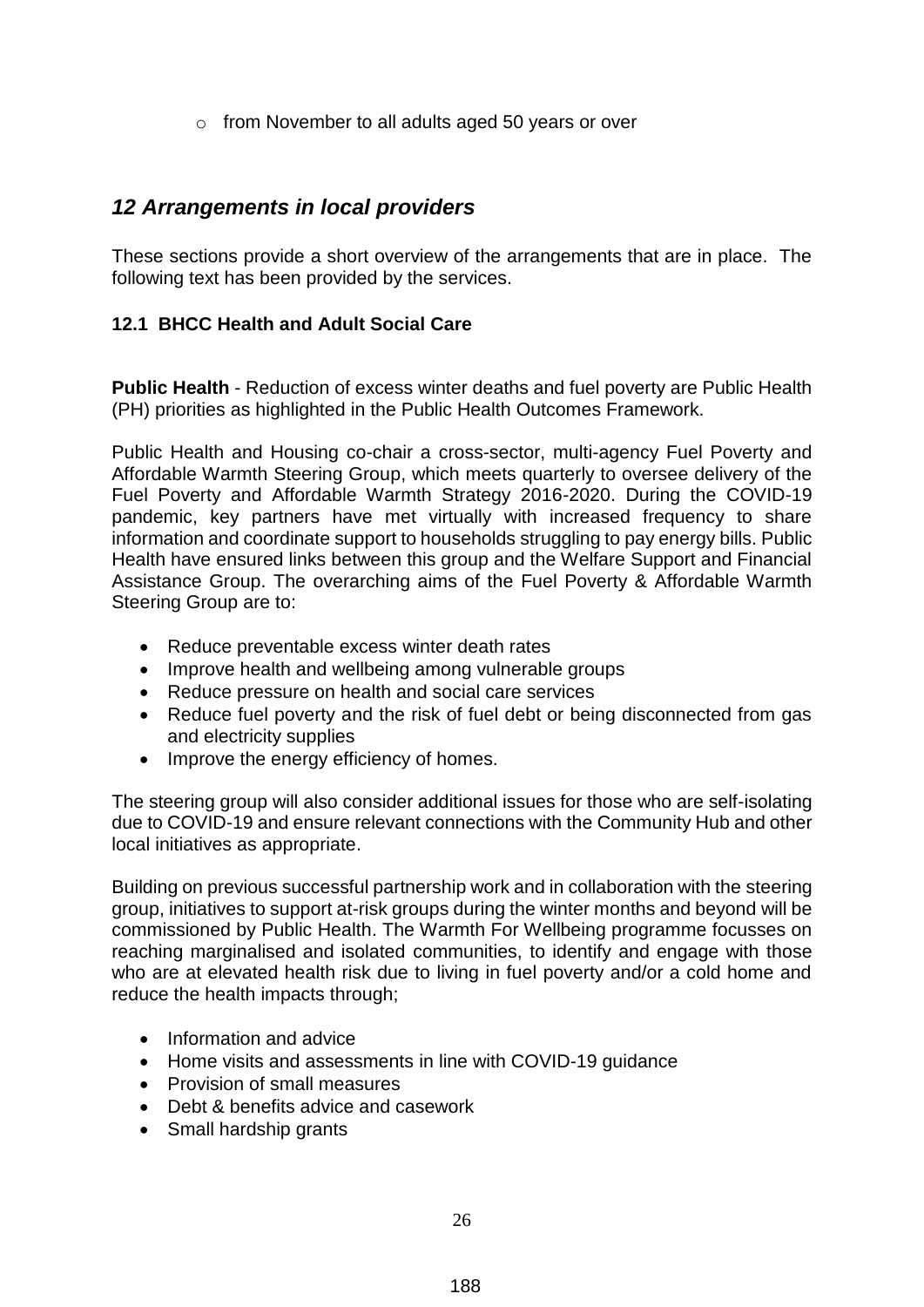- from November to all adults aged 50 years or over

## *12 Arrangements in local providers*

These sections provide a short overview of the arrangements that are in place. The following text has been provided by the services.

### 12.1 BHCC Health and Adult Social Care

**Public Health** - Reduction of excess winter deaths and fuel poverty are Public Health (PH) priorities as highlighted in the Public Health Outcomes Framework.

Public Health and Housing co-chair a cross-sector, multi-agency Fuel Poverty and Affordable Warmth Steering Group, which meets quarterly to oversee delivery of the Fuel Poverty and Affordable Warmth Strategy 2016-2020. During the COVID-19 pandemic, key partners have met virtually with increased frequency to share information and coordinate support to households struggling to pay energy bills. Public Health have ensured links between this group and the Welfare Support and Financial Assistance Group. The overarching aims of the Fuel Poverty & Affordable Warmth Steering Group are to:

- Reduce preventable excess winter death rates
- Improve health and wellbeing among vulnerable groups
- Reduce pressure on health and social care services
- Reduce fuel poverty and the risk of fuel debt or being disconnected from gas and electricity supplies
- Improve the energy efficiency of homes.

The steering group will also consider additional issues for those who are self-isolating due to COVID-19 and ensure relevant connections with the Community Hub and other local initiatives as appropriate.

Building on previous successful partnership work and in collaboration with the steering group, initiatives to support at-risk groups during the winter months and beyond will be commissioned by Public Health. The Warmth For Wellbeing programme focusses on reaching marginalised and isolated communities, to identify and engage with those who are at elevated health risk due to living in fuel poverty and/or a cold home and reduce the health impacts through;

- Information and advice
- Home visits and assessments in line with COVID-19 guidance
- Provision of small measures
- Debt & benefits advice and casework
- Small hardship grants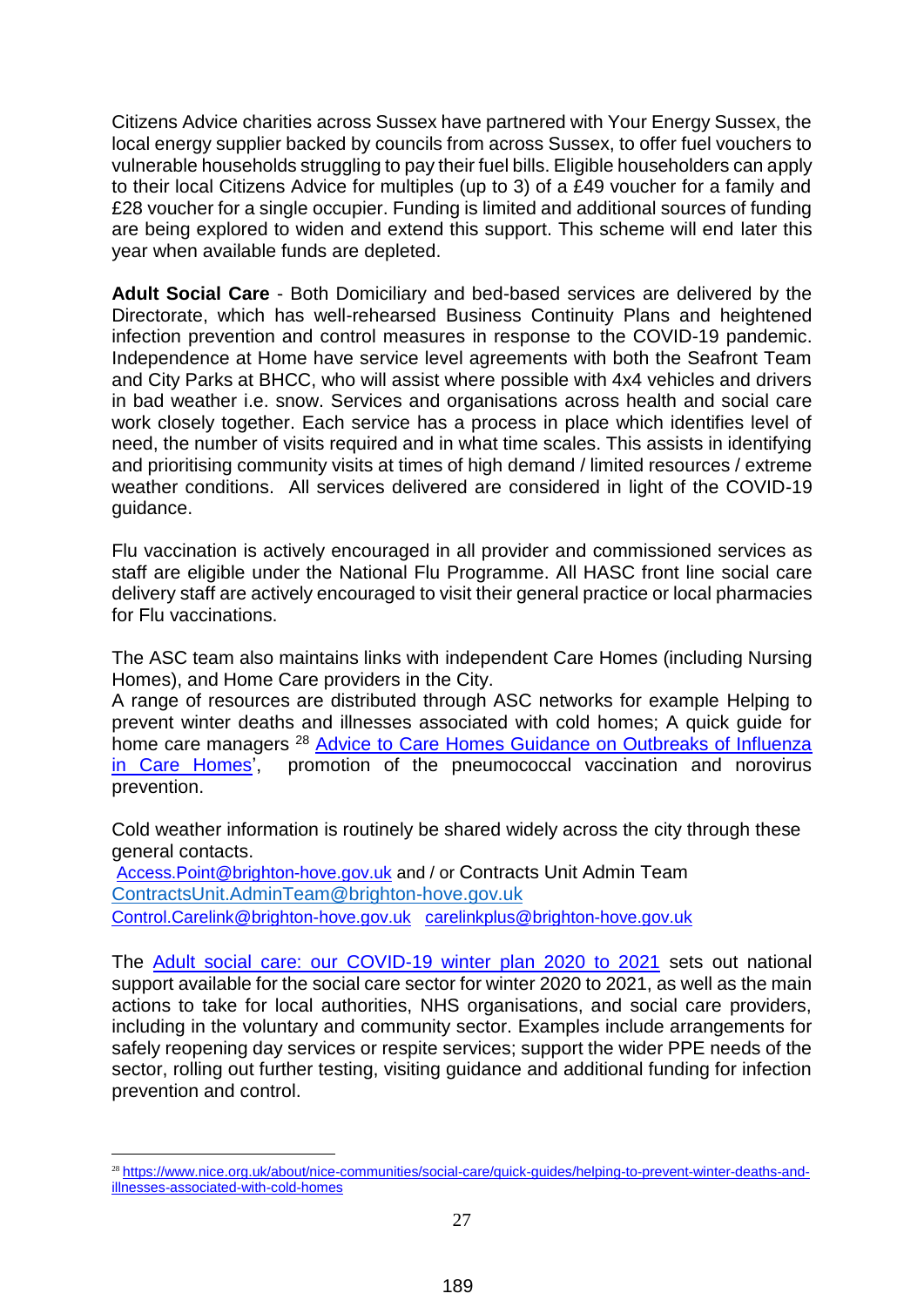Citizens Advice charities across Sussex have partnered with Your Energy Sussex, the local energy supplier backed by councils from across Sussex, to offer fuel vouchers to vulnerable households struggling to pay their fuel bills. Eligible householders can apply to their local Citizens Advice for multiples (up to 3) of a £49 voucher for a family and £28 voucher for a single occupier. Funding is limited and additional sources of funding are being explored to widen and extend this support. This scheme will end later this year when available funds are depleted.

**Adult Social Care** - Both Domiciliary and bed-based services are delivered by the Directorate, which has well-rehearsed Business Continuity Plans and heightened infection prevention and control measures in response to the COVID-19 pandemic. Independence at Home have service level agreements with both the Seafront Team and City Parks at BHCC, who will assist where possible with 4x4 vehicles and drivers in bad weather i.e. snow. Services and organisations across health and social care work closely together. Each service has a process in place which identifies level of need, the number of visits required and in what time scales. This assists in identifying and prioritising community visits at times of high demand / limited resources / extreme weather conditions. All services delivered are considered in light of the COVID-19 guidance.

Flu vaccination is actively encouraged in all provider and commissioned services as staff are eligible under the National Flu Programme. All HASC front line social care delivery staff are actively encouraged to visit their general practice or local pharmacies for Flu vaccinations.

The ASC team also maintains links with independent Care Homes (including Nursing Homes), and Home Care providers in the City.

A range of resources are distributed through ASC networks for example Helping to prevent winter deaths and illnesses associated with cold homes; A quick guide for home care managers [28] Advice to Care Homes Guidance on Outbreaks of Influenza in Care Homes', promotion of the pneumococcal vaccination and norovirus prevention.

Cold weather information is routinely be shared widely across the city through these general contacts.

Access.Point@brighton-hove.gov.uk and / or Contracts Unit Admin Team
ContractsUnit.AdminTeam@brighton-hove.gov.uk
Control.Carelink@brighton-hove.gov.uk carelinkplus@brighton-hove.gov.uk

The Adult social care: our COVID-19 winter plan 2020 to 2021 sets out national support available for the social care sector for winter 2020 to 2021, as well as the main actions to take for local authorities, NHS organisations, and social care providers, including in the voluntary and community sector. Examples include arrangements for safely reopening day services or respite services; support the wider PPE needs of the sector, rolling out further testing, visiting guidance and additional funding for infection prevention and control.

[28] https://www.nice.org.uk/about/nice-communities/social-care/quick-guides/helping-to-prevent-winter-deaths-and-illnesses-associated-with-cold-homes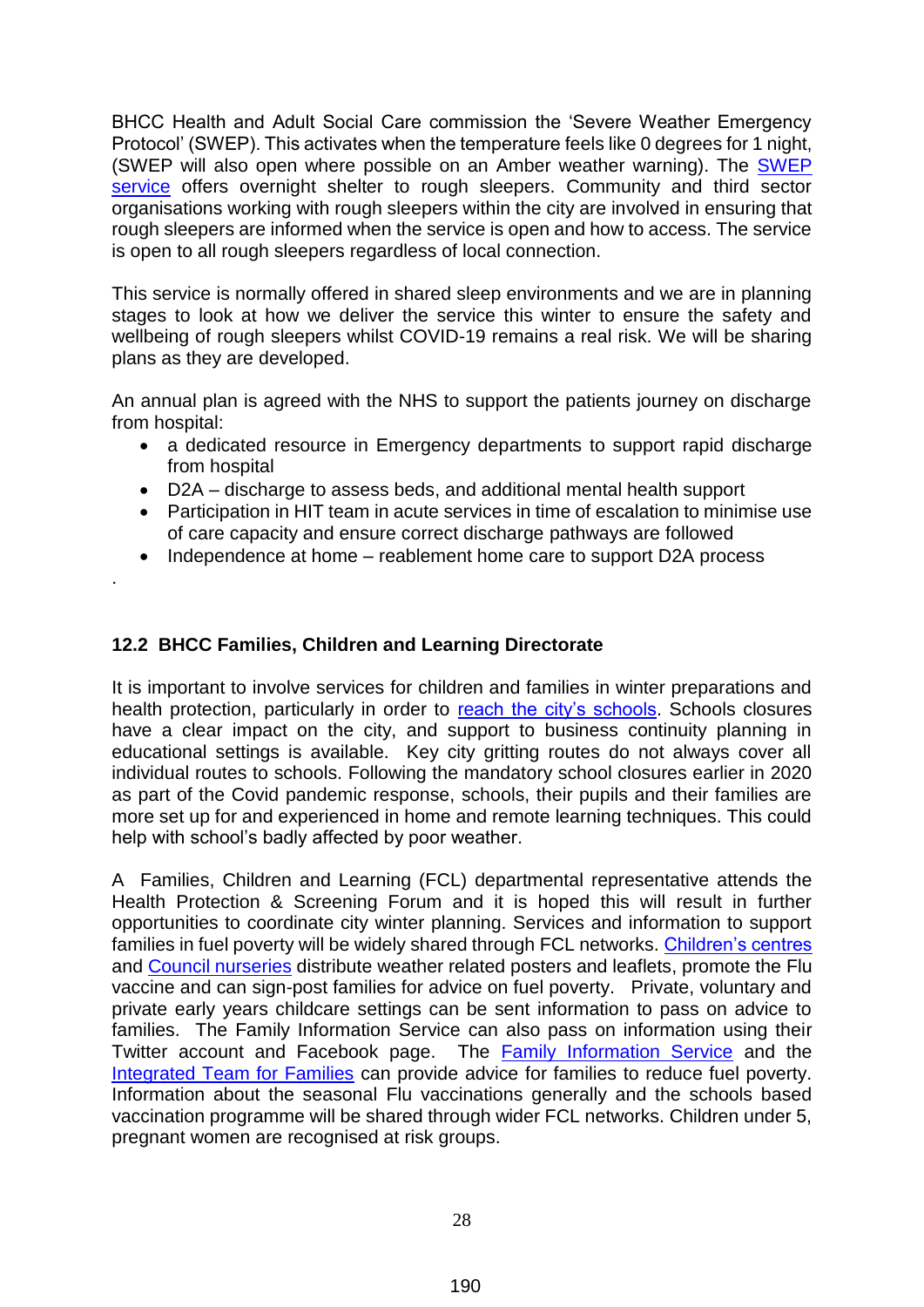BHCC Health and Adult Social Care commission the 'Severe Weather Emergency Protocol' (SWEP). This activates when the temperature feels like 0 degrees for 1 night, (SWEP will also open where possible on an Amber weather warning). The SWEP service offers overnight shelter to rough sleepers. Community and third sector organisations working with rough sleepers within the city are involved in ensuring that rough sleepers are informed when the service is open and how to access. The service is open to all rough sleepers regardless of local connection.

This service is normally offered in shared sleep environments and we are in planning stages to look at how we deliver the service this winter to ensure the safety and wellbeing of rough sleepers whilst COVID-19 remains a real risk. We will be sharing plans as they are developed.

An annual plan is agreed with the NHS to support the patients journey on discharge from hospital:

- a dedicated resource in Emergency departments to support rapid discharge from hospital
- D2A – discharge to assess beds, and additional mental health support
- Participation in HIT team in acute services in time of escalation to minimise use of care capacity and ensure correct discharge pathways are followed
- Independence at home – reablement home care to support D2A process

.

### 12.2 BHCC Families, Children and Learning Directorate

It is important to involve services for children and families in winter preparations and health protection, particularly in order to reach the city's schools. Schools closures have a clear impact on the city, and support to business continuity planning in educational settings is available. Key city gritting routes do not always cover all individual routes to schools. Following the mandatory school closures earlier in 2020 as part of the Covid pandemic response, schools, their pupils and their families are more set up for and experienced in home and remote learning techniques. This could help with school's badly affected by poor weather.

A Families, Children and Learning (FCL) departmental representative attends the Health Protection & Screening Forum and it is hoped this will result in further opportunities to coordinate city winter planning. Services and information to support families in fuel poverty will be widely shared through FCL networks. Children's centres and Council nurseries distribute weather related posters and leaflets, promote the Flu vaccine and can sign-post families for advice on fuel poverty. Private, voluntary and private early years childcare settings can be sent information to pass on advice to families. The Family Information Service can also pass on information using their Twitter account and Facebook page. The Family Information Service and the Integrated Team for Families can provide advice for families to reduce fuel poverty. Information about the seasonal Flu vaccinations generally and the schools based vaccination programme will be shared through wider FCL networks. Children under 5, pregnant women are recognised at risk groups.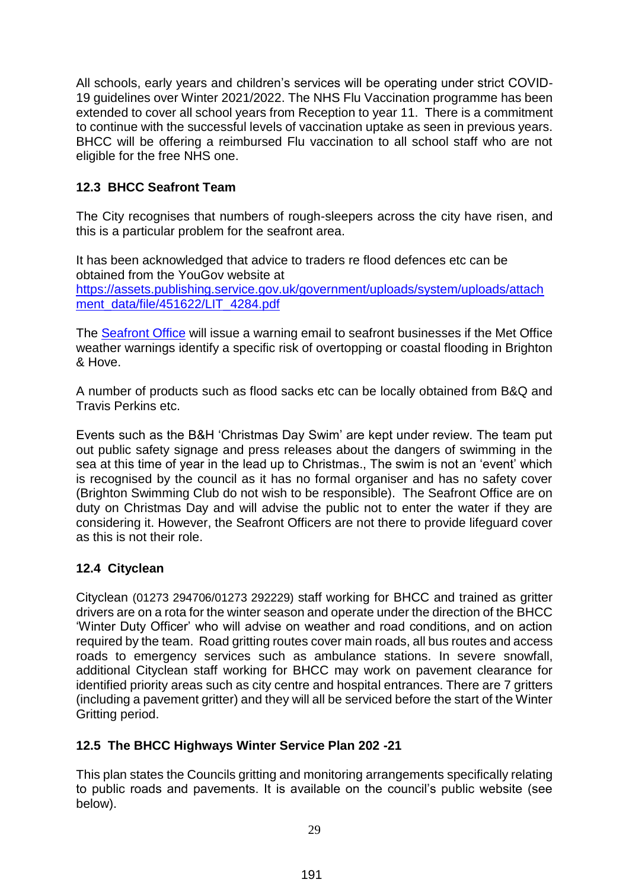All schools, early years and children's services will be operating under strict COVID-19 guidelines over Winter 2021/2022. The NHS Flu Vaccination programme has been extended to cover all school years from Reception to year 11. There is a commitment to continue with the successful levels of vaccination uptake as seen in previous years. BHCC will be offering a reimbursed Flu vaccination to all school staff who are not eligible for the free NHS one.

### 12.3 BHCC Seafront Team

The City recognises that numbers of rough-sleepers across the city have risen, and this is a particular problem for the seafront area.

It has been acknowledged that advice to traders re flood defences etc can be obtained from the YouGov website at [https://assets.publishing.service.gov.uk/government/uploads/system/uploads/attachment_data/file/451622/LIT_4284.pdf](https://assets.publishing.service.gov.uk/government/uploads/system/uploads/attachment_data/file/451622/LIT_4284.pdf)

The Seafront Office will issue a warning email to seafront businesses if the Met Office weather warnings identify a specific risk of overtopping or coastal flooding in Brighton & Hove.

A number of products such as flood sacks etc can be locally obtained from B&Q and Travis Perkins etc.

Events such as the B&H 'Christmas Day Swim' are kept under review. The team put out public safety signage and press releases about the dangers of swimming in the sea at this time of year in the lead up to Christmas., The swim is not an 'event' which is recognised by the council as it has no formal organiser and has no safety cover (Brighton Swimming Club do not wish to be responsible). The Seafront Office are on duty on Christmas Day and will advise the public not to enter the water if they are considering it. However, the Seafront Officers are not there to provide lifeguard cover as this is not their role.

### 12.4 Cityclean

Cityclean (01273 294706/01273 292229) staff working for BHCC and trained as gritter drivers are on a rota for the winter season and operate under the direction of the BHCC 'Winter Duty Officer' who will advise on weather and road conditions, and on action required by the team. Road gritting routes cover main roads, all bus routes and access roads to emergency services such as ambulance stations. In severe snowfall, additional Cityclean staff working for BHCC may work on pavement clearance for identified priority areas such as city centre and hospital entrances. There are 7 gritters (including a pavement gritter) and they will all be serviced before the start of the Winter Gritting period.

### 12.5 The BHCC Highways Winter Service Plan 202 -21

This plan states the Councils gritting and monitoring arrangements specifically relating to public roads and pavements. It is available on the council's public website (see below).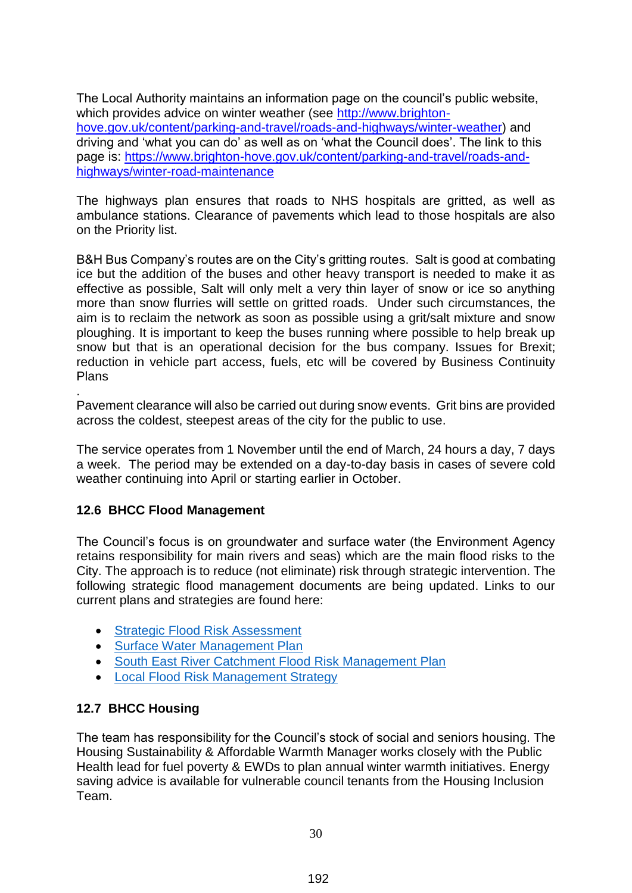The Local Authority maintains an information page on the council's public website, which provides advice on winter weather (see [http://www.brighton-hove.gov.uk/content/parking-and-travel/roads-and-highways/winter-weather](http://www.brighton-hove.gov.uk/content/parking-and-travel/roads-and-highways/winter-weather)) and driving and 'what you can do' as well as on 'what the Council does'. The link to this page is: [https://www.brighton-hove.gov.uk/content/parking-and-travel/roads-and-highways/winter-road-maintenance](https://www.brighton-hove.gov.uk/content/parking-and-travel/roads-and-highways/winter-road-maintenance)

The highways plan ensures that roads to NHS hospitals are gritted, as well as ambulance stations. Clearance of pavements which lead to those hospitals are also on the Priority list.

B&H Bus Company's routes are on the City's gritting routes. Salt is good at combating ice but the addition of the buses and other heavy transport is needed to make it as effective as possible, Salt will only melt a very thin layer of snow or ice so anything more than snow flurries will settle on gritted roads. Under such circumstances, the aim is to reclaim the network as soon as possible using a grit/salt mixture and snow ploughing. It is important to keep the buses running where possible to help break up snow but that is an operational decision for the bus company. Issues for Brexit; reduction in vehicle part access, fuels, etc will be covered by Business Continuity Plans

.
Pavement clearance will also be carried out during snow events. Grit bins are provided across the coldest, steepest areas of the city for the public to use.

The service operates from 1 November until the end of March, 24 hours a day, 7 days a week. The period may be extended on a day-to-day basis in cases of severe cold weather continuing into April or starting earlier in October.

### 12.6 BHCC Flood Management

The Council's focus is on groundwater and surface water (the Environment Agency retains responsibility for main rivers and seas) which are the main flood risks to the City. The approach is to reduce (not eliminate) risk through strategic intervention. The following strategic flood management documents are being updated. Links to our current plans and strategies are found here:

- Strategic Flood Risk Assessment
- Surface Water Management Plan
- South East River Catchment Flood Risk Management Plan
- Local Flood Risk Management Strategy

### 12.7 BHCC Housing

The team has responsibility for the Council's stock of social and seniors housing. The Housing Sustainability & Affordable Warmth Manager works closely with the Public Health lead for fuel poverty & EWDs to plan annual winter warmth initiatives. Energy saving advice is available for vulnerable council tenants from the Housing Inclusion Team.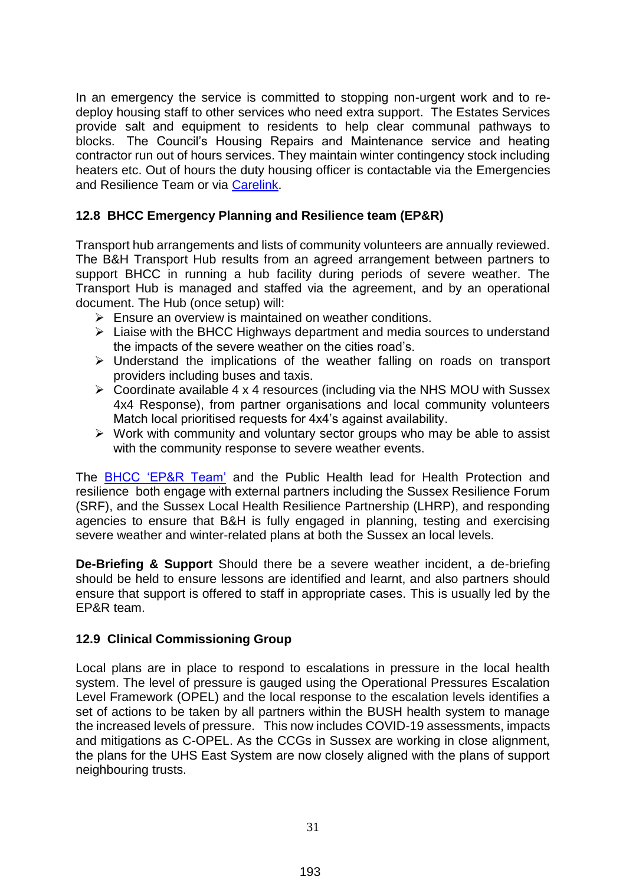In an emergency the service is committed to stopping non-urgent work and to re-deploy housing staff to other services who need extra support. The Estates Services provide salt and equipment to residents to help clear communal pathways to blocks. The Council's Housing Repairs and Maintenance service and heating contractor run out of hours services. They maintain winter contingency stock including heaters etc. Out of hours the duty housing officer is contactable via the Emergencies and Resilience Team or via Carelink.

### 12.8 BHCC Emergency Planning and Resilience team (EP&R)

Transport hub arrangements and lists of community volunteers are annually reviewed. The B&H Transport Hub results from an agreed arrangement between partners to support BHCC in running a hub facility during periods of severe weather. The Transport Hub is managed and staffed via the agreement, and by an operational document. The Hub (once setup) will:

- Ensure an overview is maintained on weather conditions.
- Liaise with the BHCC Highways department and media sources to understand the impacts of the severe weather on the cities road's.
- Understand the implications of the weather falling on roads on transport providers including buses and taxis.
- Coordinate available 4 x 4 resources (including via the NHS MOU with Sussex 4x4 Response), from partner organisations and local community volunteers Match local prioritised requests for 4x4's against availability.
- Work with community and voluntary sector groups who may be able to assist with the community response to severe weather events.

The BHCC 'EP&R Team' and the Public Health lead for Health Protection and resilience both engage with external partners including the Sussex Resilience Forum (SRF), and the Sussex Local Health Resilience Partnership (LHRP), and responding agencies to ensure that B&H is fully engaged in planning, testing and exercising severe weather and winter-related plans at both the Sussex an local levels.

**De-Briefing & Support** Should there be a severe weather incident, a de-briefing should be held to ensure lessons are identified and learnt, and also partners should ensure that support is offered to staff in appropriate cases. This is usually led by the EP&R team.

### 12.9 Clinical Commissioning Group

Local plans are in place to respond to escalations in pressure in the local health system. The level of pressure is gauged using the Operational Pressures Escalation Level Framework (OPEL) and the local response to the escalation levels identifies a set of actions to be taken by all partners within the BUSH health system to manage the increased levels of pressure. This now includes COVID-19 assessments, impacts and mitigations as C-OPEL. As the CCGs in Sussex are working in close alignment, the plans for the UHS East System are now closely aligned with the plans of support neighbouring trusts.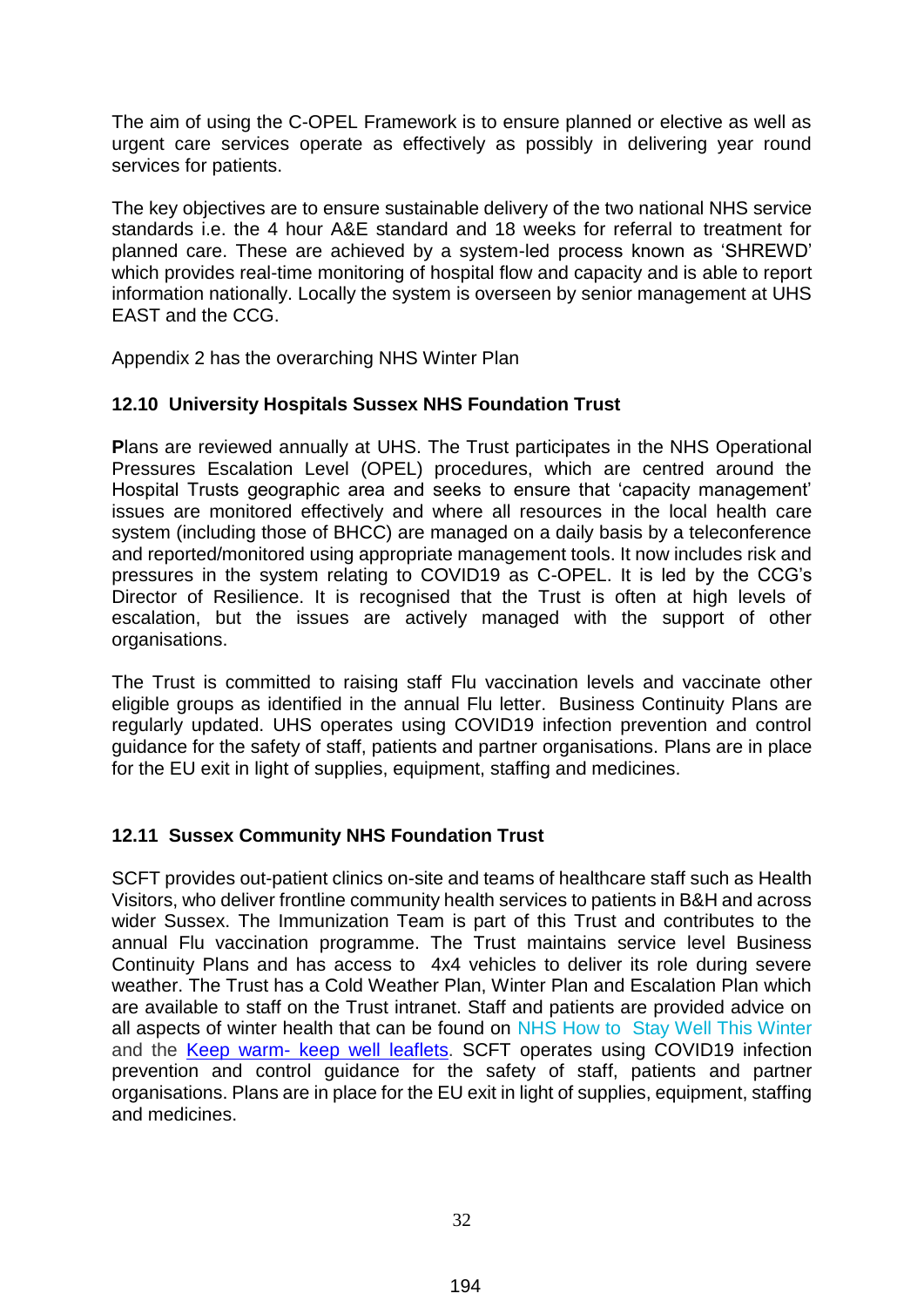The aim of using the C-OPEL Framework is to ensure planned or elective as well as urgent care services operate as effectively as possibly in delivering year round services for patients.

The key objectives are to ensure sustainable delivery of the two national NHS service standards i.e. the 4 hour A&E standard and 18 weeks for referral to treatment for planned care. These are achieved by a system-led process known as 'SHREWD' which provides real-time monitoring of hospital flow and capacity and is able to report information nationally. Locally the system is overseen by senior management at UHS EAST and the CCG.

Appendix 2 has the overarching NHS Winter Plan

### 12.10 University Hospitals Sussex NHS Foundation Trust

**P**lans are reviewed annually at UHS. The Trust participates in the NHS Operational Pressures Escalation Level (OPEL) procedures, which are centred around the Hospital Trusts geographic area and seeks to ensure that 'capacity management' issues are monitored effectively and where all resources in the local health care system (including those of BHCC) are managed on a daily basis by a teleconference and reported/monitored using appropriate management tools. It now includes risk and pressures in the system relating to COVID19 as C-OPEL. It is led by the CCG's Director of Resilience. It is recognised that the Trust is often at high levels of escalation, but the issues are actively managed with the support of other organisations.

The Trust is committed to raising staff Flu vaccination levels and vaccinate other eligible groups as identified in the annual Flu letter. Business Continuity Plans are regularly updated. UHS operates using COVID19 infection prevention and control guidance for the safety of staff, patients and partner organisations. Plans are in place for the EU exit in light of supplies, equipment, staffing and medicines.

### 12.11 Sussex Community NHS Foundation Trust

SCFT provides out-patient clinics on-site and teams of healthcare staff such as Health Visitors, who deliver frontline community health services to patients in B&H and across wider Sussex. The Immunization Team is part of this Trust and contributes to the annual Flu vaccination programme. The Trust maintains service level Business Continuity Plans and has access to 4x4 vehicles to deliver its role during severe weather. The Trust has a Cold Weather Plan, Winter Plan and Escalation Plan which are available to staff on the Trust intranet. Staff and patients are provided advice on all aspects of winter health that can be found on NHS How to Stay Well This Winter and the Keep warm- keep well leaflets. SCFT operates using COVID19 infection prevention and control guidance for the safety of staff, patients and partner organisations. Plans are in place for the EU exit in light of supplies, equipment, staffing and medicines.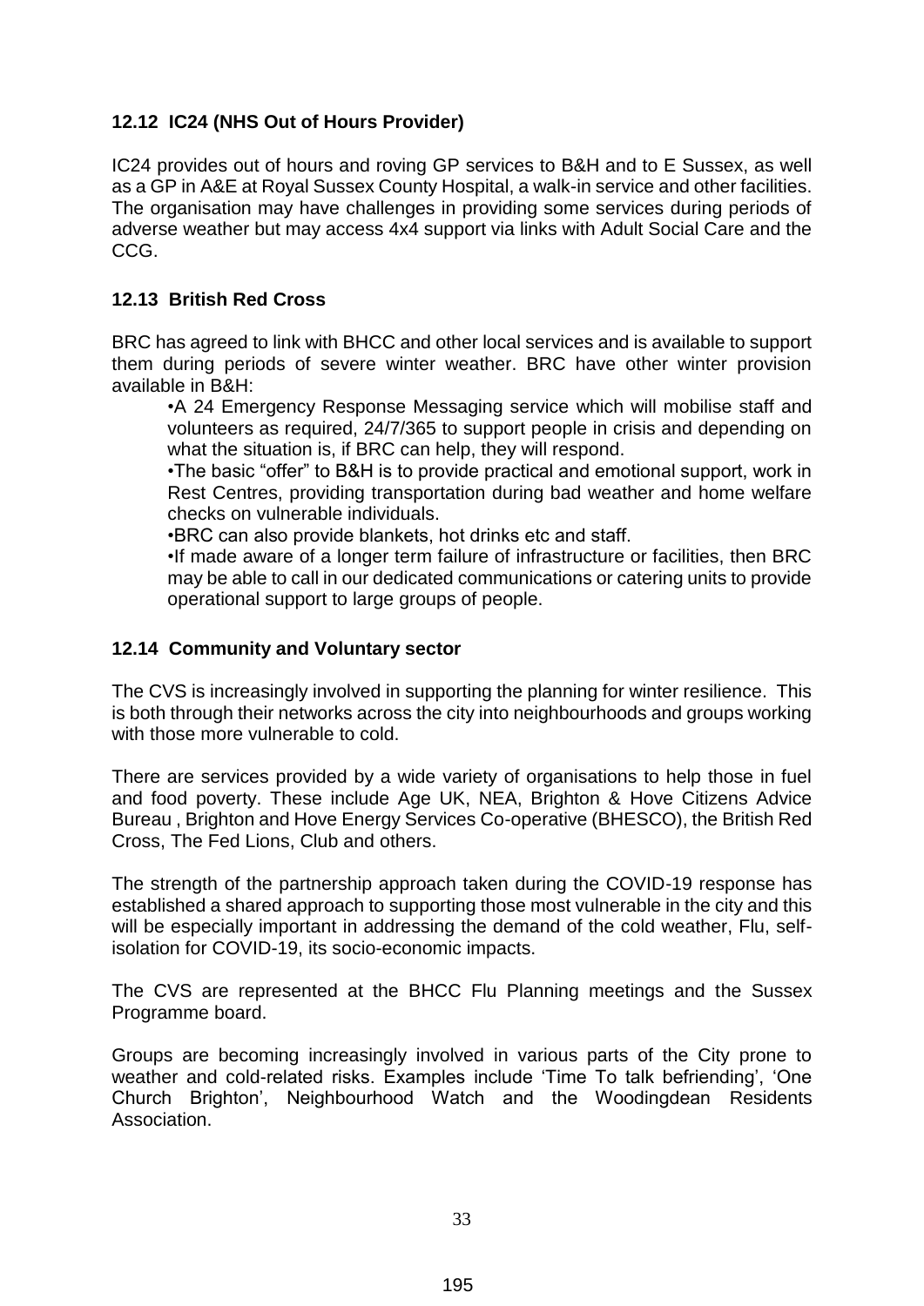### 12.12 IC24 (NHS Out of Hours Provider)

IC24 provides out of hours and roving GP services to B&H and to E Sussex, as well as a GP in A&E at Royal Sussex County Hospital, a walk-in service and other facilities. The organisation may have challenges in providing some services during periods of adverse weather but may access 4x4 support via links with Adult Social Care and the CCG.

### 12.13 British Red Cross

BRC has agreed to link with BHCC and other local services and is available to support them during periods of severe winter weather. BRC have other winter provision available in B&H:

- A 24 Emergency Response Messaging service which will mobilise staff and volunteers as required, 24/7/365 to support people in crisis and depending on what the situation is, if BRC can help, they will respond.
- The basic "offer" to B&H is to provide practical and emotional support, work in Rest Centres, providing transportation during bad weather and home welfare checks on vulnerable individuals.
- BRC can also provide blankets, hot drinks etc and staff.
- If made aware of a longer term failure of infrastructure or facilities, then BRC may be able to call in our dedicated communications or catering units to provide operational support to large groups of people.

### 12.14 Community and Voluntary sector

The CVS is increasingly involved in supporting the planning for winter resilience. This is both through their networks across the city into neighbourhoods and groups working with those more vulnerable to cold.

There are services provided by a wide variety of organisations to help those in fuel and food poverty. These include Age UK, NEA, Brighton & Hove Citizens Advice Bureau , Brighton and Hove Energy Services Co-operative (BHESCO), the British Red Cross, The Fed Lions, Club and others.

The strength of the partnership approach taken during the COVID-19 response has established a shared approach to supporting those most vulnerable in the city and this will be especially important in addressing the demand of the cold weather, Flu, self-isolation for COVID-19, its socio-economic impacts.

The CVS are represented at the BHCC Flu Planning meetings and the Sussex Programme board.

Groups are becoming increasingly involved in various parts of the City prone to weather and cold-related risks. Examples include 'Time To talk befriending', 'One Church Brighton', Neighbourhood Watch and the Woodingdean Residents Association.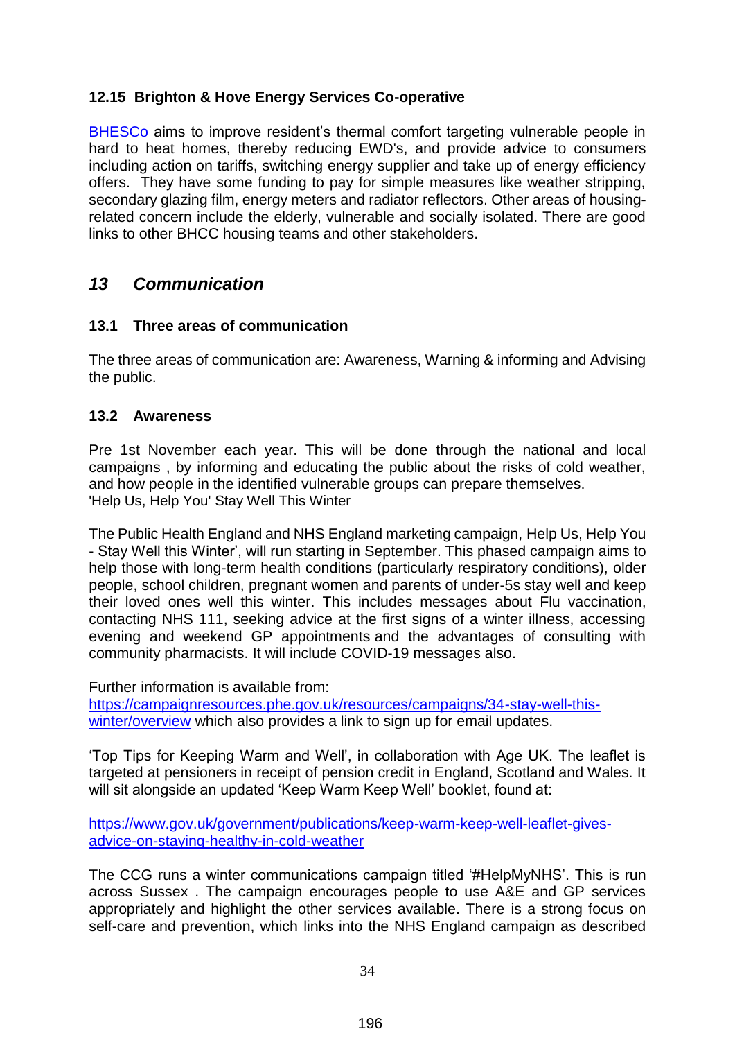### 12.15 Brighton & Hove Energy Services Co-operative

BHESCo aims to improve resident's thermal comfort targeting vulnerable people in hard to heat homes, thereby reducing EWD's, and provide advice to consumers including action on tariffs, switching energy supplier and take up of energy efficiency offers. They have some funding to pay for simple measures like weather stripping, secondary glazing film, energy meters and radiator reflectors. Other areas of housing-related concern include the elderly, vulnerable and socially isolated. There are good links to other BHCC housing teams and other stakeholders.

## *13 Communication*

### 13.1 Three areas of communication

The three areas of communication are: Awareness, Warning & informing and Advising the public.

### 13.2 Awareness

Pre 1st November each year. This will be done through the national and local campaigns , by informing and educating the public about the risks of cold weather, and how people in the identified vulnerable groups can prepare themselves.
'Help Us, Help You' Stay Well This Winter

The Public Health England and NHS England marketing campaign, Help Us, Help You - Stay Well this Winter', will run starting in September. This phased campaign aims to help those with long-term health conditions (particularly respiratory conditions), older people, school children, pregnant women and parents of under-5s stay well and keep their loved ones well this winter. This includes messages about Flu vaccination, contacting NHS 111, seeking advice at the first signs of a winter illness, accessing evening and weekend GP appointments and the advantages of consulting with community pharmacists. It will include COVID-19 messages also.

Further information is available from:
https://campaignresources.phe.gov.uk/resources/campaigns/34-stay-well-this-winter/overview which also provides a link to sign up for email updates.

'Top Tips for Keeping Warm and Well', in collaboration with Age UK. The leaflet is targeted at pensioners in receipt of pension credit in England, Scotland and Wales. It will sit alongside an updated 'Keep Warm Keep Well' booklet, found at:

https://www.gov.uk/government/publications/keep-warm-keep-well-leaflet-gives-advice-on-staying-healthy-in-cold-weather

The CCG runs a winter communications campaign titled '#HelpMyNHS'. This is run across Sussex . The campaign encourages people to use A&E and GP services appropriately and highlight the other services available. There is a strong focus on self-care and prevention, which links into the NHS England campaign as described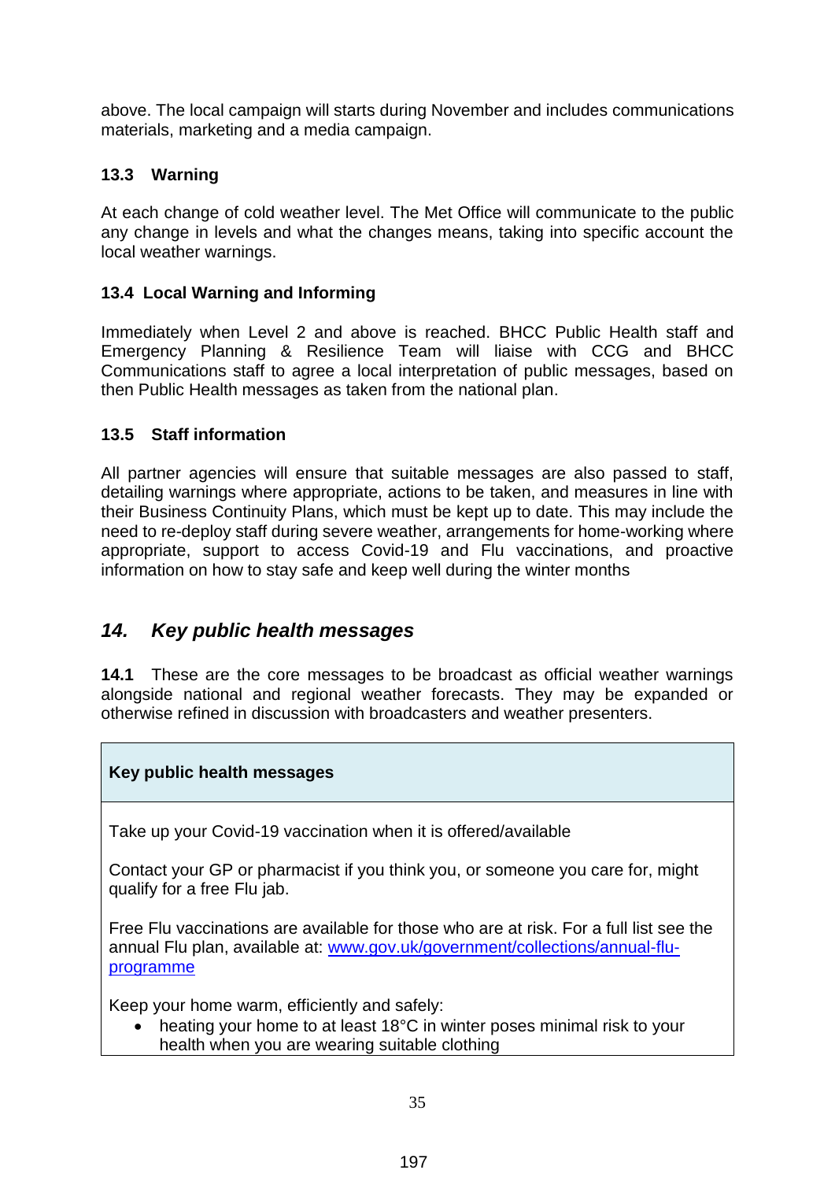above. The local campaign will starts during November and includes communications materials, marketing and a media campaign.

### 13.3 Warning

At each change of cold weather level. The Met Office will communicate to the public any change in levels and what the changes means, taking into specific account the local weather warnings.

### 13.4 Local Warning and Informing

Immediately when Level 2 and above is reached. BHCC Public Health staff and Emergency Planning & Resilience Team will liaise with CCG and BHCC Communications staff to agree a local interpretation of public messages, based on then Public Health messages as taken from the national plan.

### 13.5 Staff information

All partner agencies will ensure that suitable messages are also passed to staff, detailing warnings where appropriate, actions to be taken, and measures in line with their Business Continuity Plans, which must be kept up to date. This may include the need to re-deploy staff during severe weather, arrangements for home-working where appropriate, support to access Covid-19 and Flu vaccinations, and proactive information on how to stay safe and keep well during the winter months

## *14. Key public health messages*

**14.1** These are the core messages to be broadcast as official weather warnings alongside national and regional weather forecasts. They may be expanded or otherwise refined in discussion with broadcasters and weather presenters.

| **Key public health messages** |
|---|
| Take up your Covid-19 vaccination when it is offered/available<br><br>Contact your GP or pharmacist if you think you, or someone you care for, might qualify for a free Flu jab.<br><br>Free Flu vaccinations are available for those who are at risk. For a full list see the annual Flu plan, available at: [www.gov.uk/government/collections/annual-flu-programme](http://www.gov.uk/government/collections/annual-flu-programme)<br><br>Keep your home warm, efficiently and safely:<br>• heating your home to at least 18°C in winter poses minimal risk to your health when you are wearing suitable clothing |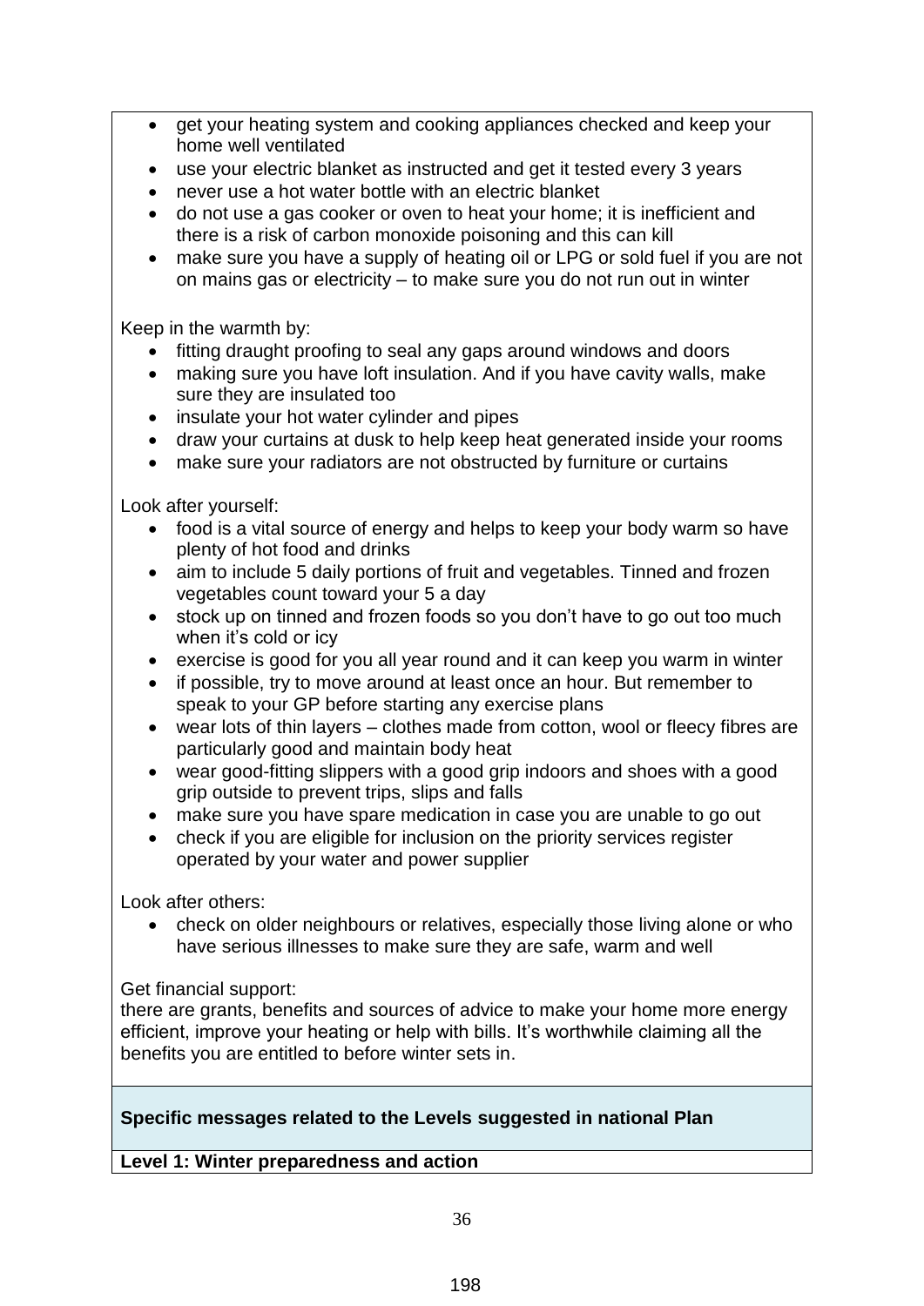- get your heating system and cooking appliances checked and keep your home well ventilated
- use your electric blanket as instructed and get it tested every 3 years
- never use a hot water bottle with an electric blanket
- do not use a gas cooker or oven to heat your home; it is inefficient and there is a risk of carbon monoxide poisoning and this can kill
- make sure you have a supply of heating oil or LPG or sold fuel if you are not on mains gas or electricity – to make sure you do not run out in winter

Keep in the warmth by:

- fitting draught proofing to seal any gaps around windows and doors
- making sure you have loft insulation. And if you have cavity walls, make sure they are insulated too
- insulate your hot water cylinder and pipes
- draw your curtains at dusk to help keep heat generated inside your rooms
- make sure your radiators are not obstructed by furniture or curtains

Look after yourself:

- food is a vital source of energy and helps to keep your body warm so have plenty of hot food and drinks
- aim to include 5 daily portions of fruit and vegetables. Tinned and frozen vegetables count toward your 5 a day
- stock up on tinned and frozen foods so you don't have to go out too much when it's cold or icy
- exercise is good for you all year round and it can keep you warm in winter
- if possible, try to move around at least once an hour. But remember to speak to your GP before starting any exercise plans
- wear lots of thin layers – clothes made from cotton, wool or fleecy fibres are particularly good and maintain body heat
- wear good-fitting slippers with a good grip indoors and shoes with a good grip outside to prevent trips, slips and falls
- make sure you have spare medication in case you are unable to go out
- check if you are eligible for inclusion on the priority services register operated by your water and power supplier

Look after others:

- check on older neighbours or relatives, especially those living alone or who have serious illnesses to make sure they are safe, warm and well

Get financial support:

there are grants, benefits and sources of advice to make your home more energy efficient, improve your heating or help with bills. It's worthwhile claiming all the benefits you are entitled to before winter sets in.

**Specific messages related to the Levels suggested in national Plan**

**Level 1: Winter preparedness and action**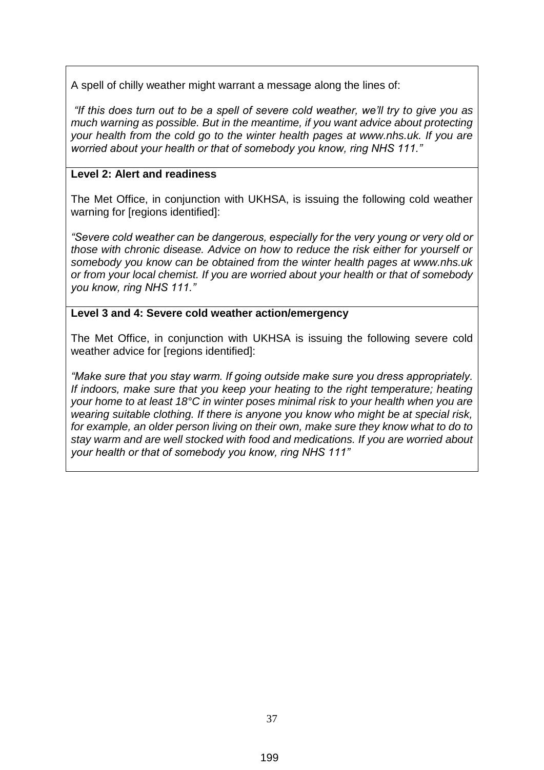A spell of chilly weather might warrant a message along the lines of:

*"If this does turn out to be a spell of severe cold weather, we'll try to give you as much warning as possible. But in the meantime, if you want advice about protecting your health from the cold go to the winter health pages at www.nhs.uk. If you are worried about your health or that of somebody you know, ring NHS 111."*

**Level 2: Alert and readiness**

The Met Office, in conjunction with UKHSA, is issuing the following cold weather warning for [regions identified]:

*"Severe cold weather can be dangerous, especially for the very young or very old or those with chronic disease. Advice on how to reduce the risk either for yourself or somebody you know can be obtained from the winter health pages at www.nhs.uk or from your local chemist. If you are worried about your health or that of somebody you know, ring NHS 111."*

**Level 3 and 4: Severe cold weather action/emergency**

The Met Office, in conjunction with UKHSA is issuing the following severe cold weather advice for [regions identified]:

*"Make sure that you stay warm. If going outside make sure you dress appropriately. If indoors, make sure that you keep your heating to the right temperature; heating your home to at least 18°C in winter poses minimal risk to your health when you are wearing suitable clothing. If there is anyone you know who might be at special risk, for example, an older person living on their own, make sure they know what to do to stay warm and are well stocked with food and medications. If you are worried about your health or that of somebody you know, ring NHS 111"*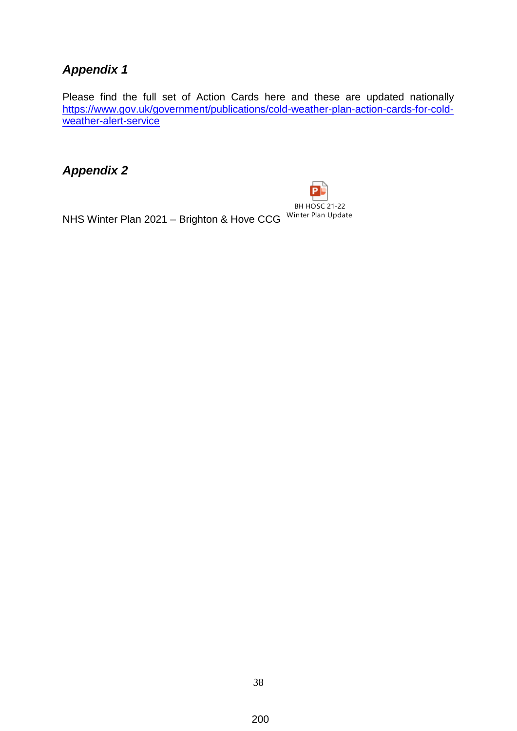### *Appendix 1*

Please find the full set of Action Cards here and these are updated nationally https://www.gov.uk/government/publications/cold-weather-plan-action-cards-for-cold-weather-alert-service

### *Appendix 2*

NHS Winter Plan 2021 – Brighton & Hove CCG BH HOSC 21-22 Winter Plan Update